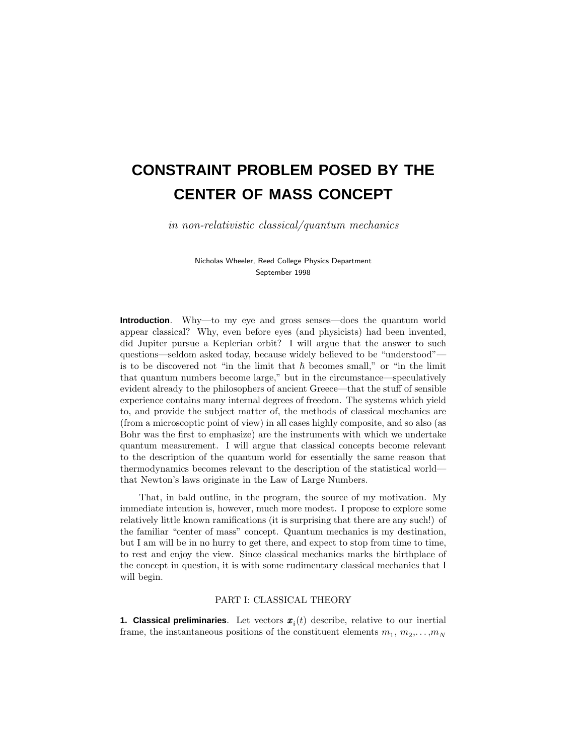# CONSTRAINT PROBLEM POSED BY THE CENTER OF MASS CONCEPT

*in non-relativistic classical/quantum mechanics*

Nicholas Wheeler, Reed College Physics Department
September 1998

**Introduction**. Why—to my eye and gross senses—does the quantum world appear classical? Why, even before eyes (and physicists) had been invented, did Jupiter pursue a Keplerian orbit? I will argue that the answer to such questions—seldom asked today, because widely believed to be "understood"—is to be discovered not "in the limit that $\hbar$ becomes small," or "in the limit that quantum numbers become large," but in the circumstance—speculatively evident already to the philosophers of ancient Greece—that the stuff of sensible experience contains many internal degrees of freedom. The systems which yield to, and provide the subject matter of, the methods of classical mechanics are (from a microscoptic point of view) in all cases highly composite, and so also (as Bohr was the first to emphasize) are the instruments with which we undertake quantum measurement. I will argue that classical concepts become relevant to the description of the quantum world for essentially the same reason that thermodynamics becomes relevant to the description of the statistical world—that Newton's laws originate in the Law of Large Numbers.

That, in bald outline, in the program, the source of my motivation. My immediate intention is, however, much more modest. I propose to explore some relatively little known ramifications (it is surprising that there are any such!) of the familiar "center of mass" concept. Quantum mechanics is my destination, but I am will be in no hurry to get there, and expect to stop from time to time, to rest and enjoy the view. Since classical mechanics marks the birthplace of the concept in question, it is with some rudimentary classical mechanics that I will begin.

## PART I: CLASSICAL THEORY

**1. Classical preliminaries**. Let vectors $\boldsymbol{x}_i(t)$ describe, relative to our inertial frame, the instantaneous positions of the constituent elements $m_1$, $m_2$,...,$m_N$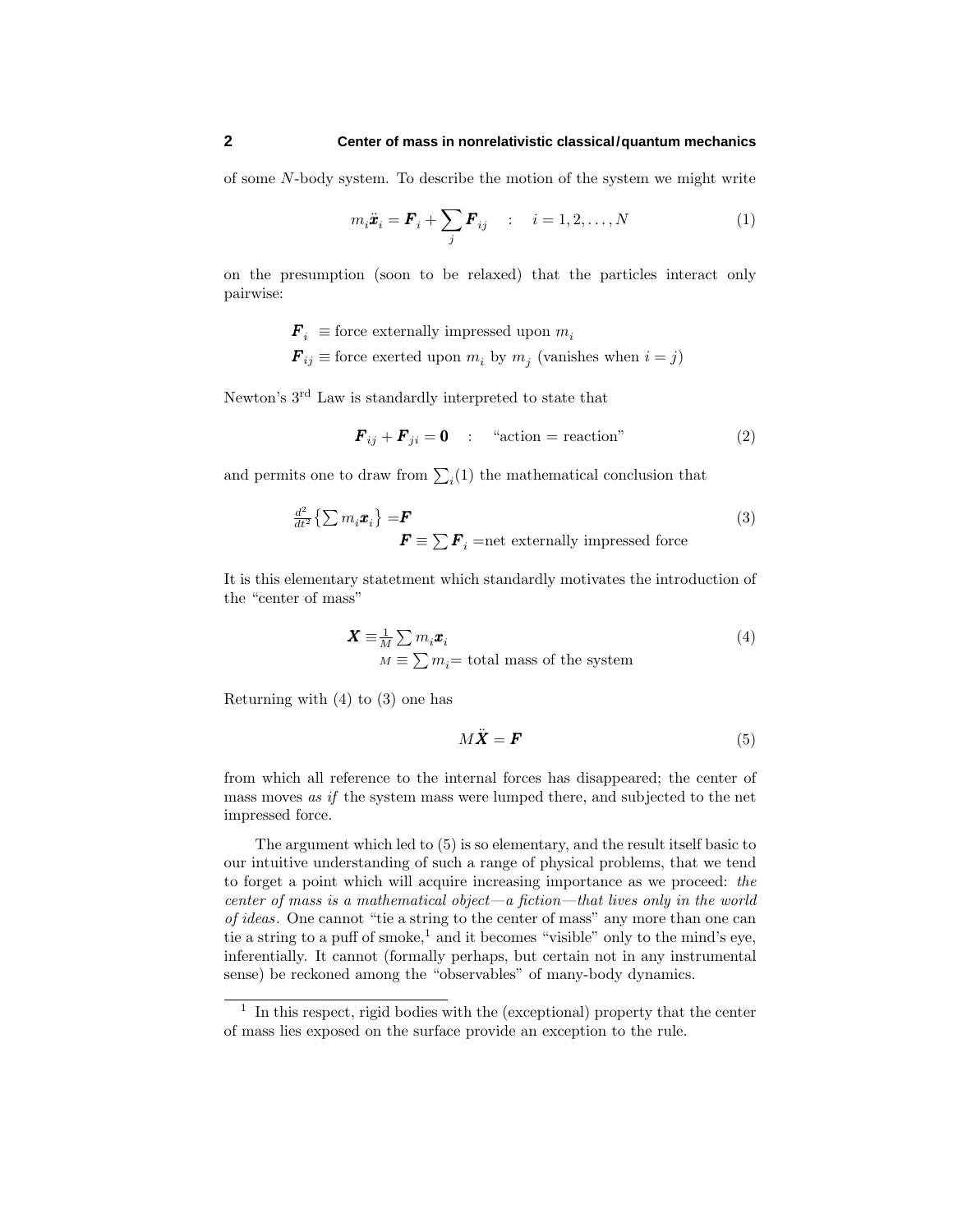of some $N$-body system. To describe the motion of the system we might write

$$m_i \ddot{\boldsymbol{x}}_i = \boldsymbol{F}_i + \sum_j \boldsymbol{F}_{ij} \quad : \quad i = 1, 2, \ldots, N \tag{1}$$

on the presumption (soon to be relaxed) that the particles interact only pairwise:

$$\begin{aligned} \boldsymbol{F}_i \; &\equiv \text{force externally impressed upon } m_i \\ \boldsymbol{F}_{ij} &\equiv \text{force exerted upon } m_i \text{ by } m_j \text{ (vanishes when } i = j) \end{aligned}$$

Newton's 3rd Law is standardly interpreted to state that

$$\boldsymbol{F}_{ij} + \boldsymbol{F}_{ji} = \boldsymbol{0} \quad : \quad \text{"action = reaction"} \tag{2}$$

and permits one to draw from $\sum_i(1)$ the mathematical conclusion that

$$\begin{aligned} \tfrac{d^2}{dt^2}\big\{\textstyle\sum m_i \boldsymbol{x}_i\big\} &= \boldsymbol{F} \\ \boldsymbol{F} \equiv \textstyle\sum \boldsymbol{F}_i &= \text{net externally impressed force} \end{aligned} \tag{3}$$

It is this elementary statetment which standardly motivates the introduction of the "center of mass"

$$\begin{aligned} \boldsymbol{X} &\equiv \tfrac{1}{M}\textstyle\sum m_i \boldsymbol{x}_i \\ M &\equiv \textstyle\sum m_i = \text{total mass of the system} \end{aligned} \tag{4}$$

Returning with (4) to (3) one has

$$M\ddot{\boldsymbol{X}} = \boldsymbol{F} \tag{5}$$

from which all reference to the internal forces has disappeared; the center of mass moves *as if* the system mass were lumped there, and subjected to the net impressed force.

The argument which led to (5) is so elementary, and the result itself basic to our intuitive understanding of such a range of physical problems, that we tend to forget a point which will acquire increasing importance as we proceed: *the center of mass is a mathematical object—a fiction—that lives only in the world of ideas*. One cannot "tie a string to the center of mass" any more than one can tie a string to a puff of smoke,[1] and it becomes "visible" only to the mind's eye, inferentially. It cannot (formally perhaps, but certain not in any instrumental sense) be reckoned among the "observables" of many-body dynamics.

---

[1] In this respect, rigid bodies with the (exceptional) property that the center of mass lies exposed on the surface provide an exception to the rule.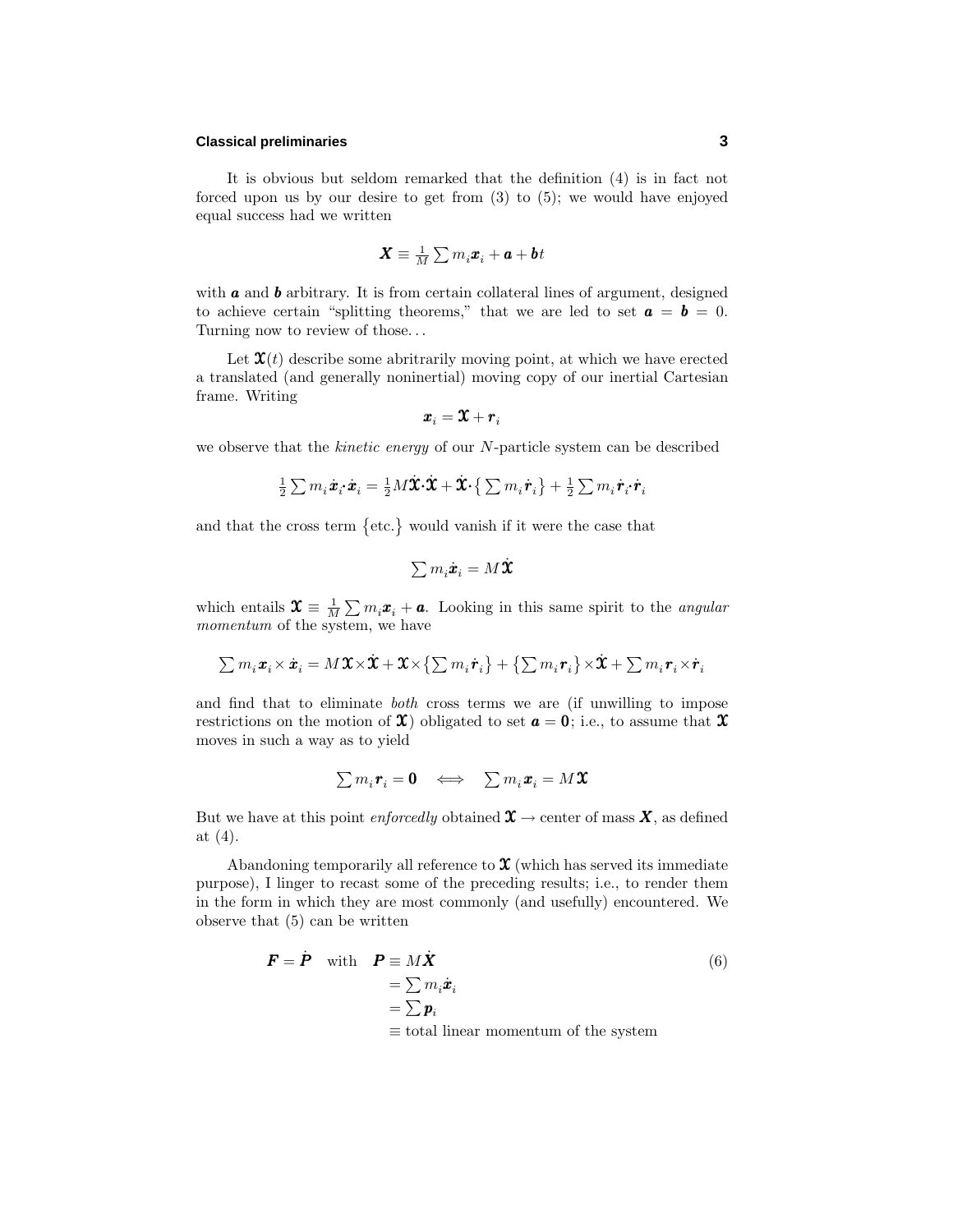It is obvious but seldom remarked that the definition (4) is in fact not forced upon us by our desire to get from (3) to (5); we would have enjoyed equal success had we written

$$\boldsymbol{X} \equiv \tfrac{1}{M}\sum m_i \boldsymbol{x}_i + \boldsymbol{a} + \boldsymbol{b}t$$

with $\boldsymbol{a}$ and $\boldsymbol{b}$ arbitrary. It is from certain collateral lines of argument, designed to achieve certain "splitting theorems," that we are led to set $\boldsymbol{a} = \boldsymbol{b} = 0$. Turning now to review of those...

Let $\boldsymbol{\mathfrak{X}}(t)$ describe some abritrarily moving point, at which we have erected a translated (and generally noninertial) moving copy of our inertial Cartesian frame. Writing

$$\boldsymbol{x}_i = \boldsymbol{\mathfrak{X}} + \boldsymbol{r}_i$$

we observe that the *kinetic energy* of our $N$-particle system can be described

$$\tfrac{1}{2}\sum m_i \dot{\boldsymbol{x}}_i \cdot \dot{\boldsymbol{x}}_i = \tfrac{1}{2}M\dot{\boldsymbol{\mathfrak{X}}}\cdot\dot{\boldsymbol{\mathfrak{X}}} + \dot{\boldsymbol{\mathfrak{X}}}\cdot\big\{\sum m_i \dot{\boldsymbol{r}}_i\big\} + \tfrac{1}{2}\sum m_i \dot{\boldsymbol{r}}_i\cdot\dot{\boldsymbol{r}}_i$$

and that the cross term $\big\{\text{etc.}\big\}$ would vanish if it were the case that

$$\sum m_i \dot{\boldsymbol{x}}_i = M\dot{\boldsymbol{\mathfrak{X}}}$$

which entails $\boldsymbol{\mathfrak{X}} \equiv \frac{1}{M}\sum m_i \boldsymbol{x}_i + \boldsymbol{a}$. Looking in this same spirit to the *angular momentum* of the system, we have

$$\sum m_i \boldsymbol{x}_i \times \dot{\boldsymbol{x}}_i = M\boldsymbol{\mathfrak{X}}\times\dot{\boldsymbol{\mathfrak{X}}} + \boldsymbol{\mathfrak{X}}\times\big\{\sum m_i \dot{\boldsymbol{r}}_i\big\} + \big\{\sum m_i \boldsymbol{r}_i\big\}\times\dot{\boldsymbol{\mathfrak{X}}} + \sum m_i \boldsymbol{r}_i \times \dot{\boldsymbol{r}}_i$$

and find that to eliminate *both* cross terms we are (if unwilling to impose restrictions on the motion of $\boldsymbol{\mathfrak{X}}$) obligated to set $\boldsymbol{a} = \boldsymbol{0}$; i.e., to assume that $\boldsymbol{\mathfrak{X}}$ moves in such a way as to yield

$$\sum m_i \boldsymbol{r}_i = \boldsymbol{0} \quad \Longleftrightarrow \quad \sum m_i \boldsymbol{x}_i = M\boldsymbol{\mathfrak{X}}$$

But we have at this point *enforcedly* obtained $\boldsymbol{\mathfrak{X}} \rightarrow$ center of mass $\boldsymbol{X}$, as defined at (4).

Abandoning temporarily all reference to $\boldsymbol{\mathfrak{X}}$ (which has served its immediate purpose), I linger to recast some of the preceding results; i.e., to render them in the form in which they are most commonly (and usefully) encountered. We observe that (5) can be written

$$\begin{aligned}
\boldsymbol{F} = \dot{\boldsymbol{P}} \quad \text{with} \quad \boldsymbol{P} &\equiv M\dot{\boldsymbol{X}} \\
&= \sum m_i \dot{\boldsymbol{x}}_i \\
&= \sum \boldsymbol{p}_i \\
&\equiv \text{total linear momentum of the system}
\end{aligned} \tag{6}$$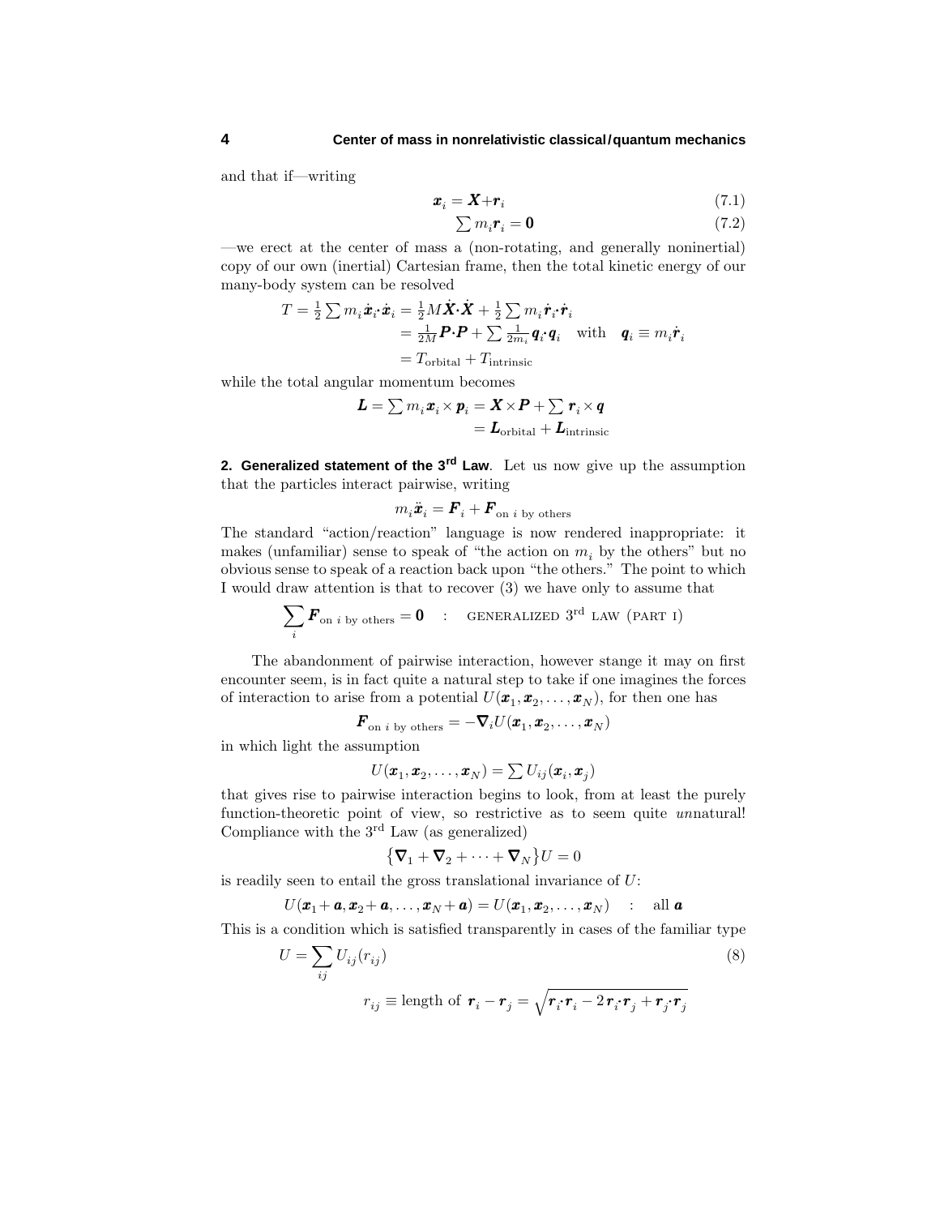and that if—writing

$$\boldsymbol{x}_i = \boldsymbol{X} + \boldsymbol{r}_i \tag{7.1}$$

$$\textstyle\sum m_i \boldsymbol{r}_i = \boldsymbol{0} \tag{7.2}$$

—we erect at the center of mass a (non-rotating, and generally noninertial) copy of our own (inertial) Cartesian frame, then the total kinetic energy of our many-body system can be resolved

$$\begin{aligned} T = \tfrac{1}{2}\textstyle\sum m_i \dot{\boldsymbol{x}}_i \cdot \dot{\boldsymbol{x}}_i &= \tfrac{1}{2}M\dot{\boldsymbol{X}}\cdot\dot{\boldsymbol{X}} + \tfrac{1}{2}\textstyle\sum m_i \dot{\boldsymbol{r}}_i \cdot \dot{\boldsymbol{r}}_i \\ &= \tfrac{1}{2M}\boldsymbol{P}\cdot\boldsymbol{P} + \textstyle\sum \tfrac{1}{2m_i}\boldsymbol{q}_i \cdot \boldsymbol{q}_i \quad \text{with} \quad \boldsymbol{q}_i \equiv m_i \dot{\boldsymbol{r}}_i \\ &= T_{\text{orbital}} + T_{\text{intrinsic}} \end{aligned}$$

while the total angular momentum becomes

$$\begin{aligned} \boldsymbol{L} = \textstyle\sum m_i \boldsymbol{x}_i \times \boldsymbol{p}_i &= \boldsymbol{X}\times\boldsymbol{P} + \textstyle\sum \boldsymbol{r}_i \times \boldsymbol{q} \\ &= \boldsymbol{L}_{\text{orbital}} + \boldsymbol{L}_{\text{intrinsic}} \end{aligned}$$

**2. Generalized statement of the 3rd Law**. Let us now give up the assumption that the particles interact pairwise, writing

$$m_i \ddot{\boldsymbol{x}}_i = \boldsymbol{F}_i + \boldsymbol{F}_{\text{on } i \text{ by others}}$$

The standard "action/reaction" language is now rendered inappropriate: it makes (unfamiliar) sense to speak of "the action on $m_i$ by the others" but no obvious sense to speak of a reaction back upon "the others." The point to which I would draw attention is that to recover (3) we have only to assume that

$$\sum_i \boldsymbol{F}_{\text{on } i \text{ by others}} = \boldsymbol{0} \quad : \quad \text{GENERALIZED } 3^{\text{rd}} \text{ LAW (PART I)}$$

The abandonment of pairwise interaction, however stange it may on first encounter seem, is in fact quite a natural step to take if one imagines the forces of interaction to arise from a potential $U(\boldsymbol{x}_1, \boldsymbol{x}_2, \ldots, \boldsymbol{x}_N)$, for then one has

$$\boldsymbol{F}_{\text{on } i \text{ by others}} = -\boldsymbol{\nabla}_i U(\boldsymbol{x}_1, \boldsymbol{x}_2, \ldots, \boldsymbol{x}_N)$$

in which light the assumption

$$U(\boldsymbol{x}_1, \boldsymbol{x}_2, \ldots, \boldsymbol{x}_N) = \textstyle\sum U_{ij}(\boldsymbol{x}_i, \boldsymbol{x}_j)$$

that gives rise to pairwise interaction begins to look, from at least the purely function-theoretic point of view, so restrictive as to seem quite *un*natural! Compliance with the 3rd Law (as generalized)

$$\big\{\boldsymbol{\nabla}_1 + \boldsymbol{\nabla}_2 + \cdots + \boldsymbol{\nabla}_N\big\}U = 0$$

is readily seen to entail the gross translational invariance of $U$:

$$U(\boldsymbol{x}_1 + \boldsymbol{a}, \boldsymbol{x}_2 + \boldsymbol{a}, \ldots, \boldsymbol{x}_N + \boldsymbol{a}) = U(\boldsymbol{x}_1, \boldsymbol{x}_2, \ldots, \boldsymbol{x}_N) \quad : \quad \text{all } \boldsymbol{a}$$

This is a condition which is satisfied transparently in cases of the familiar type

$$U = \sum_{ij} U_{ij}(r_{ij}) \tag{8}$$

$$r_{ij} \equiv \text{length of } \boldsymbol{r}_i - \boldsymbol{r}_j = \sqrt{\boldsymbol{r}_i \cdot \boldsymbol{r}_i - 2\,\boldsymbol{r}_i \cdot \boldsymbol{r}_j + \boldsymbol{r}_j \cdot \boldsymbol{r}_j}$$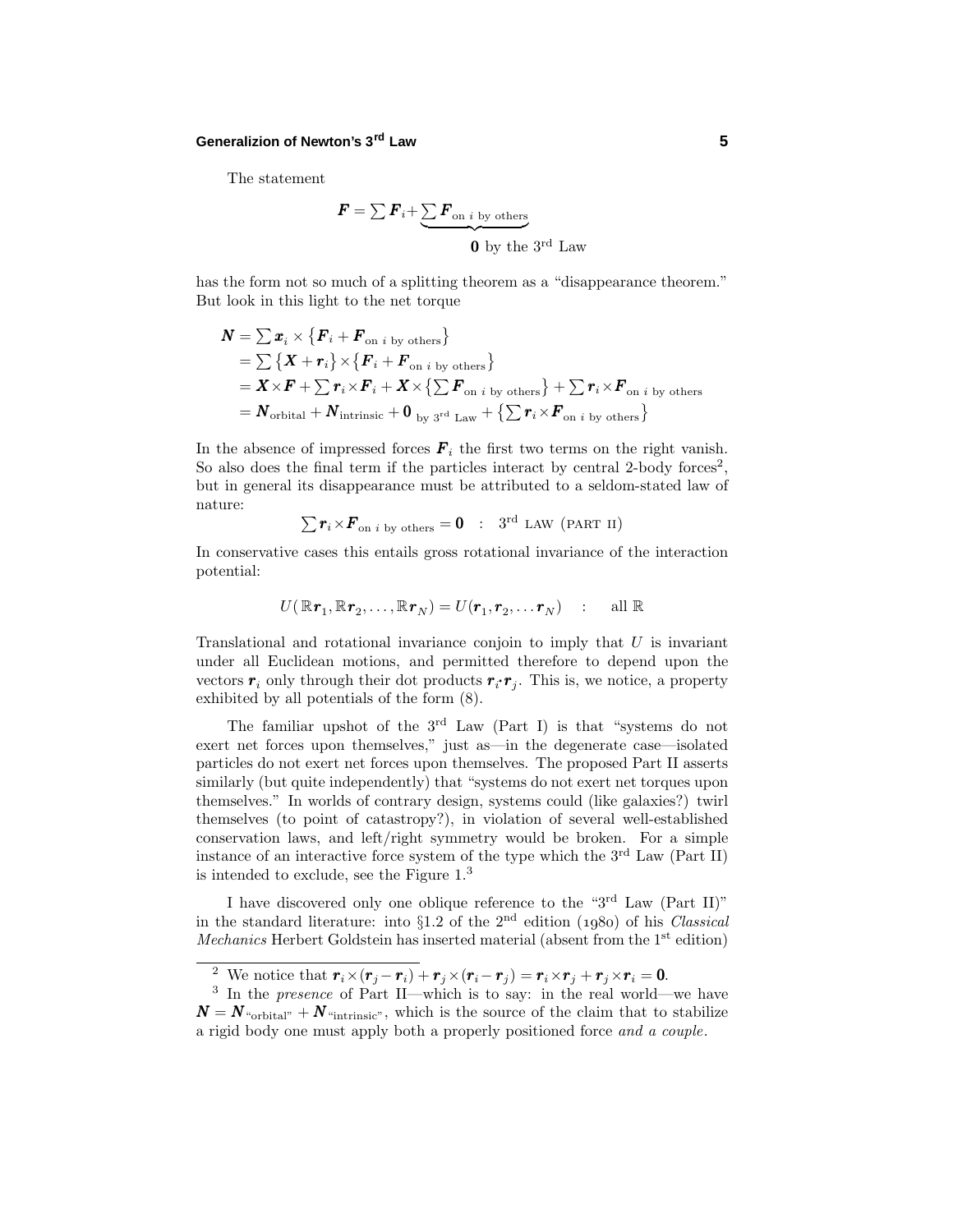The statement

$$\boldsymbol{F} = \sum \boldsymbol{F}_i + \underbrace{\sum \boldsymbol{F}_{\text{on } i \text{ by others}}}_{\boldsymbol{0} \text{ by the } 3^{\text{rd}} \text{ Law}}$$

has the form not so much of a splitting theorem as a "disappearance theorem." But look in this light to the net torque

$$\begin{aligned}
\boldsymbol{N} &= \sum \boldsymbol{x}_i \times \big\{ \boldsymbol{F}_i + \boldsymbol{F}_{\text{on } i \text{ by others}} \big\} \\
&= \sum \big\{ \boldsymbol{X} + \boldsymbol{r}_i \big\} \times \big\{ \boldsymbol{F}_i + \boldsymbol{F}_{\text{on } i \text{ by others}} \big\} \\
&= \boldsymbol{X} \times \boldsymbol{F} + \sum \boldsymbol{r}_i \times \boldsymbol{F}_i + \boldsymbol{X} \times \big\{ \sum \boldsymbol{F}_{\text{on } i \text{ by others}} \big\} + \sum \boldsymbol{r}_i \times \boldsymbol{F}_{\text{on } i \text{ by others}} \\
&= \boldsymbol{N}_{\text{orbital}} + \boldsymbol{N}_{\text{intrinsic}} + \boldsymbol{0}_{\text{ by } 3^{\text{rd}} \text{ Law}} + \big\{ \sum \boldsymbol{r}_i \times \boldsymbol{F}_{\text{on } i \text{ by others}} \big\}
\end{aligned}$$

In the absence of impressed forces $\boldsymbol{F}_i$ the first two terms on the right vanish. So also does the final term if the particles interact by central 2-body forces[2], but in general its disappearance must be attributed to a seldom-stated law of nature:

$$\sum \boldsymbol{r}_i \times \boldsymbol{F}_{\text{on } i \text{ by others}} = \boldsymbol{0} \quad : \quad 3^{\text{rd}} \text{ LAW (PART II)}$$

In conservative cases this entails gross rotational invariance of the interaction potential:

$$U(\mathbb{R}\boldsymbol{r}_1, \mathbb{R}\boldsymbol{r}_2, \ldots, \mathbb{R}\boldsymbol{r}_N) = U(\boldsymbol{r}_1, \boldsymbol{r}_2, \ldots \boldsymbol{r}_N) \quad : \quad \text{all } \mathbb{R}$$

Translational and rotational invariance conjoin to imply that $U$ is invariant under all Euclidean motions, and permitted therefore to depend upon the vectors $\boldsymbol{r}_i$ only through their dot products $\boldsymbol{r}_i \cdot \boldsymbol{r}_j$. This is, we notice, a property exhibited by all potentials of the form (8).

The familiar upshot of the $3^{\text{rd}}$ Law (Part I) is that "systems do not exert net forces upon themselves," just as—in the degenerate case—isolated particles do not exert net forces upon themselves. The proposed Part II asserts similarly (but quite independently) that "systems do not exert net torques upon themselves." In worlds of contrary design, systems could (like galaxies?) twirl themselves (to point of catastropy?), in violation of several well-established conservation laws, and left/right symmetry would be broken. For a simple instance of an interactive force system of the type which the $3^{\text{rd}}$ Law (Part II) is intended to exclude, see the Figure 1.[3]

I have discovered only one oblique reference to the "$3^{\text{rd}}$ Law (Part II)" in the standard literature: into §1.2 of the $2^{\text{nd}}$ edition (1980) of his *Classical Mechanics* Herbert Goldstein has inserted material (absent from the $1^{\text{st}}$ edition)

---

[2] We notice that $\boldsymbol{r}_i \times (\boldsymbol{r}_j - \boldsymbol{r}_i) + \boldsymbol{r}_j \times (\boldsymbol{r}_i - \boldsymbol{r}_j) = \boldsymbol{r}_i \times \boldsymbol{r}_j + \boldsymbol{r}_j \times \boldsymbol{r}_i = \boldsymbol{0}$.

[3] In the *presence* of Part II—which is to say: in the real world—we have $\boldsymbol{N} = \boldsymbol{N}_{\text{"orbital"}} + \boldsymbol{N}_{\text{"intrinsic"}}$, which is the source of the claim that to stabilize a rigid body one must apply both a properly positioned force *and a couple*.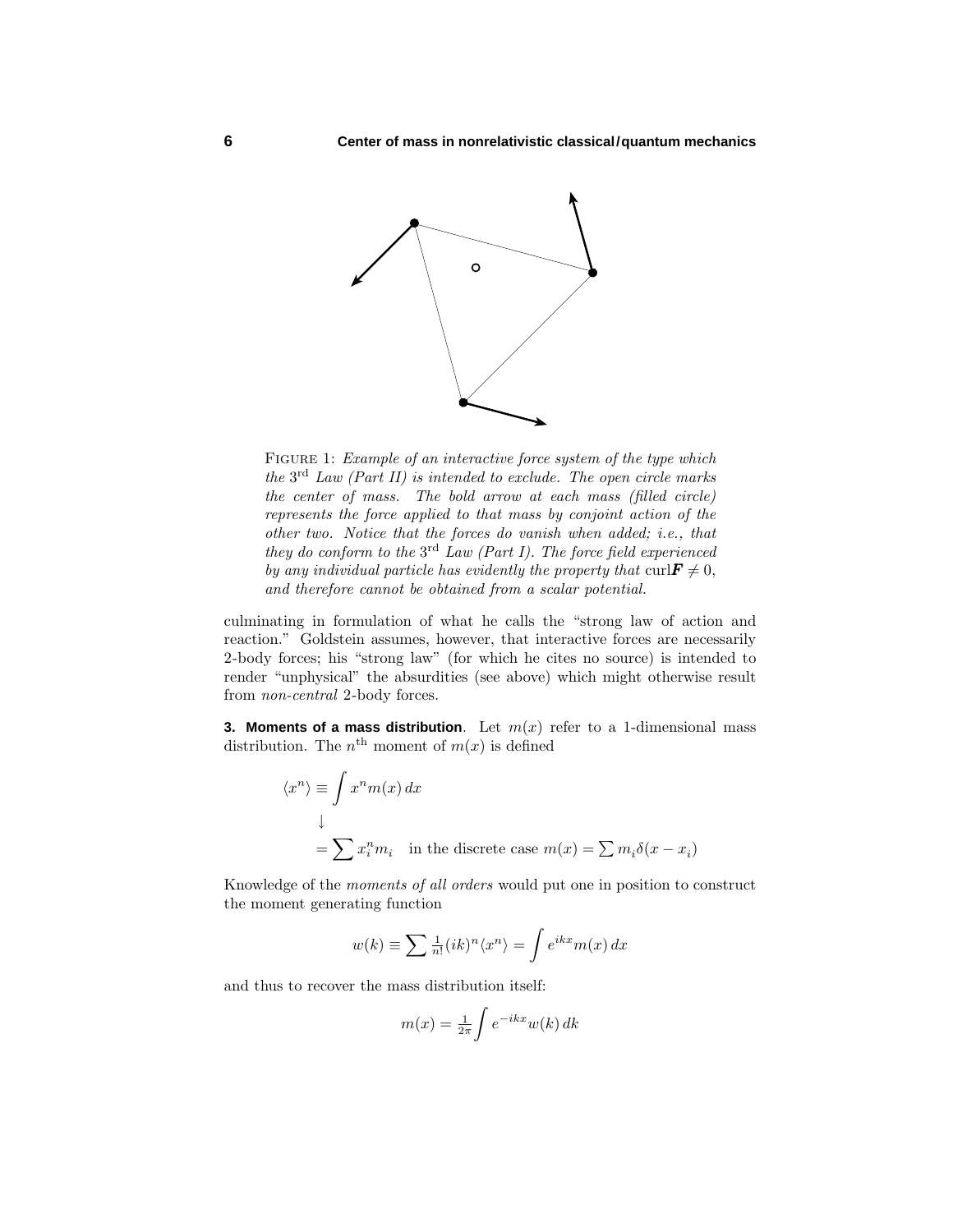FIGURE 1: *Example of an interactive force system of the type which the* 3[rd] *Law (Part II) is intended to exclude. The open circle marks the center of mass. The bold arrow at each mass (filled circle) represents the force applied to that mass by conjoint action of the other two. Notice that the forces do vanish when added; i.e., that they do conform to the* 3[rd] *Law (Part I). The force field experienced by any individual particle has evidently the property that* $\text{curl}\boldsymbol{F} \neq 0$, *and therefore cannot be obtained from a scalar potential.*

culminating in formulation of what he calls the "strong law of action and reaction." Goldstein assumes, however, that interactive forces are necessarily 2-body forces; his "strong law" (for which he cites no source) is intended to render "unphysical" the absurdities (see above) which might otherwise result from *non-central* 2-body forces.

**3. Moments of a mass distribution**. Let $m(x)$ refer to a 1-dimensional mass distribution. The $n^{\text{th}}$ moment of $m(x)$ is defined

$$\langle x^n \rangle \equiv \int x^n m(x)\,dx$$

$$\downarrow$$

$$= \sum x_i^n m_i \quad \text{in the discrete case } m(x) = \sum m_i \delta(x - x_i)$$

Knowledge of the *moments of all orders* would put one in position to construct the moment generating function

$$w(k) \equiv \sum \tfrac{1}{n!}(ik)^n \langle x^n \rangle = \int e^{ikx} m(x)\,dx$$

and thus to recover the mass distribution itself:

$$m(x) = \tfrac{1}{2\pi}\int e^{-ikx} w(k)\,dk$$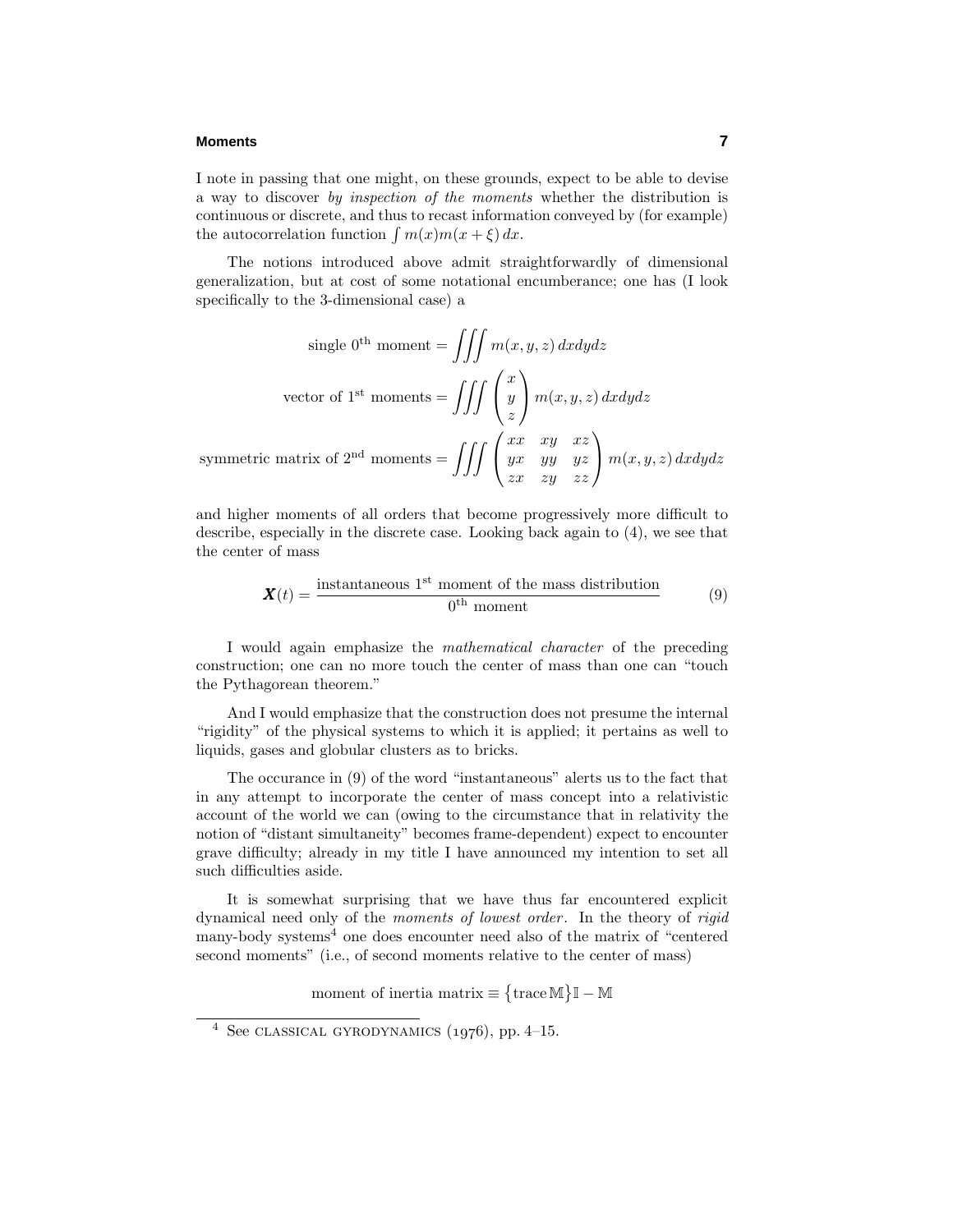I note in passing that one might, on these grounds, expect to be able to devise a way to discover *by inspection of the moments* whether the distribution is continuous or discrete, and thus to recast information conveyed by (for example) the autocorrelation function $\int m(x)m(x+\xi)\,dx$.

The notions introduced above admit straightforwardly of dimensional generalization, but at cost of some notational encumberance; one has (I look specifically to the 3-dimensional case) a

$$\text{single } 0^{\text{th}} \text{ moment} = \iiint m(x,y,z)\,dxdydz$$

$$\text{vector of } 1^{\text{st}} \text{ moments} = \iiint \begin{pmatrix} x \\ y \\ z \end{pmatrix} m(x,y,z)\,dxdydz$$

$$\text{symmetric matrix of } 2^{\text{nd}} \text{ moments} = \iiint \begin{pmatrix} xx & xy & xz \\ yx & yy & yz \\ zx & zy & zz \end{pmatrix} m(x,y,z)\,dxdydz$$

and higher moments of all orders that become progressively more difficult to describe, especially in the discrete case. Looking back again to (4), we see that the center of mass

$$\boldsymbol{X}(t) = \frac{\text{instantaneous } 1^{\text{st}} \text{ moment of the mass distribution}}{0^{\text{th}} \text{ moment}} \tag{9}$$

I would again emphasize the *mathematical character* of the preceding construction; one can no more touch the center of mass than one can "touch the Pythagorean theorem."

And I would emphasize that the construction does not presume the internal "rigidity" of the physical systems to which it is applied; it pertains as well to liquids, gases and globular clusters as to bricks.

The occurance in (9) of the word "instantaneous" alerts us to the fact that in any attempt to incorporate the center of mass concept into a relativistic account of the world we can (owing to the circumstance that in relativity the notion of "distant simultaneity" becomes frame-dependent) expect to encounter grave difficulty; already in my title I have announced my intention to set all such difficulties aside.

It is somewhat surprising that we have thus far encountered explicit dynamical need only of the *moments of lowest order*. In the theory of *rigid* many-body systems[4] one does encounter need also of the matrix of "centered second moments" (i.e., of second moments relative to the center of mass)

$$\text{moment of inertia matrix} \equiv \big\{\text{trace}\,\mathbb{M}\big\}\mathbb{I} - \mathbb{M}$$

[4] See CLASSICAL GYRODYNAMICS (1976), pp. 4–15.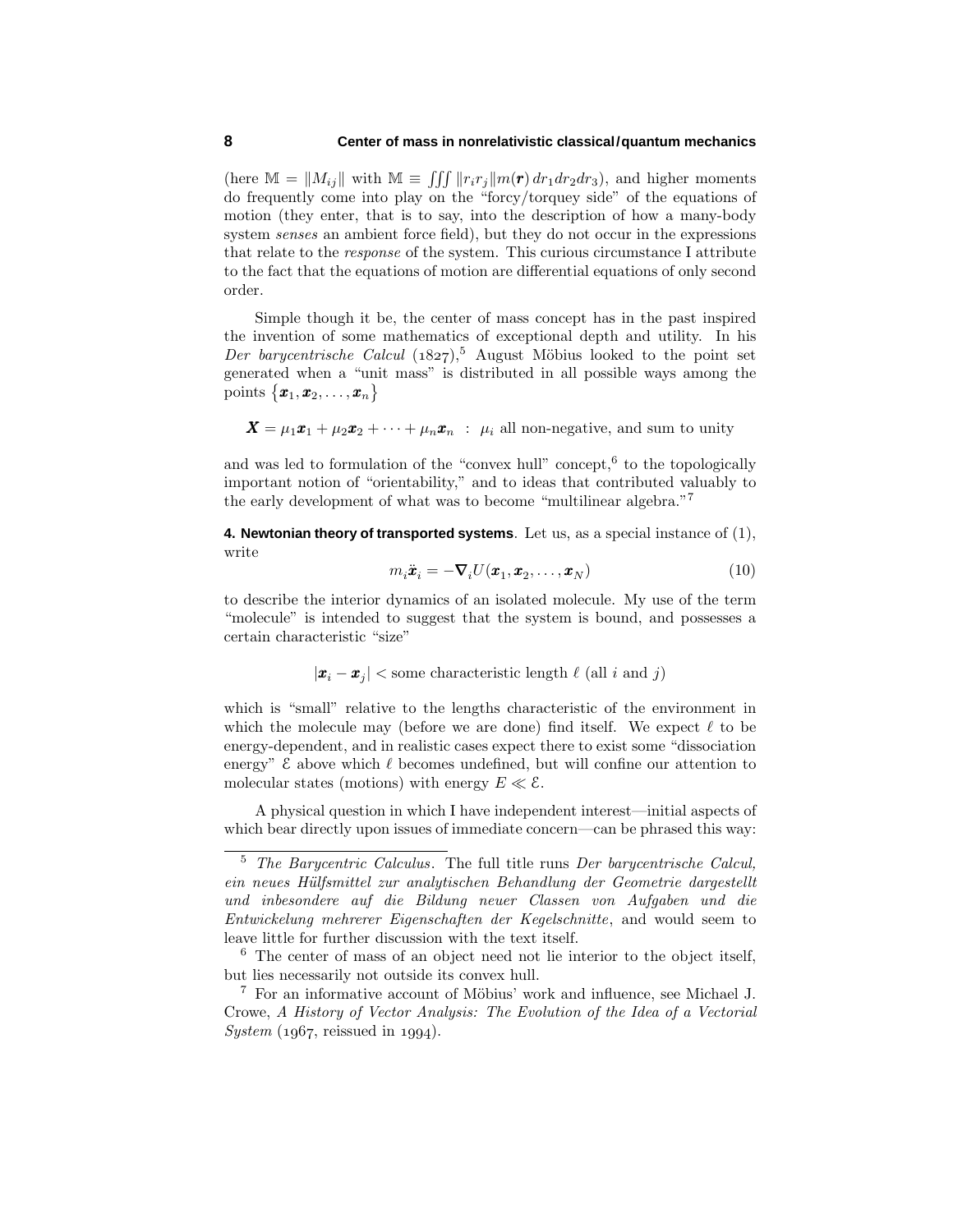(here $\mathbb{M} = \|M_{ij}\|$ with $\mathbb{M} \equiv \iiint \|r_i r_j\| m(\boldsymbol{r})\, dr_1 dr_2 dr_3$), and higher moments do frequently come into play on the "forcy/torquey side" of the equations of motion (they enter, that is to say, into the description of how a many-body system *senses* an ambient force field), but they do not occur in the expressions that relate to the *response* of the system. This curious circumstance I attribute to the fact that the equations of motion are differential equations of only second order.

Simple though it be, the center of mass concept has in the past inspired the invention of some mathematics of exceptional depth and utility. In his *Der barycentrische Calcul* (1827),[5] August Möbius looked to the point set generated when a "unit mass" is distributed in all possible ways among the points $\{\boldsymbol{x}_1, \boldsymbol{x}_2, \ldots, \boldsymbol{x}_n\}$

$$\boldsymbol{X} = \mu_1 \boldsymbol{x}_1 + \mu_2 \boldsymbol{x}_2 + \cdots + \mu_n \boldsymbol{x}_n \ : \ \mu_i \text{ all non-negative, and sum to unity}$$

and was led to formulation of the "convex hull" concept,[6] to the topologically important notion of "orientability," and to ideas that contributed valuably to the early development of what was to become "multilinear algebra."[7]

**4. Newtonian theory of transported systems**. Let us, as a special instance of (1), write

$$m_i \ddot{\boldsymbol{x}}_i = -\boldsymbol{\nabla}_i U(\boldsymbol{x}_1, \boldsymbol{x}_2, \ldots, \boldsymbol{x}_N) \tag{10}$$

to describe the interior dynamics of an isolated molecule. My use of the term "molecule" is intended to suggest that the system is bound, and possesses a certain characteristic "size"

$$|\boldsymbol{x}_i - \boldsymbol{x}_j| < \text{some characteristic length } \ell \text{ (all } i \text{ and } j\text{)}$$

which is "small" relative to the lengths characteristic of the environment in which the molecule may (before we are done) find itself. We expect $\ell$ to be energy-dependent, and in realistic cases expect there to exist some "dissociation energy" $\mathcal{E}$ above which $\ell$ becomes undefined, but will confine our attention to molecular states (motions) with energy $E \ll \mathcal{E}$.

A physical question in which I have independent interest—initial aspects of which bear directly upon issues of immediate concern—can be phrased this way:

---

[5] *The Barycentric Calculus*. The full title runs *Der barycentrische Calcul, ein neues Hülfsmittel zur analytischen Behandlung der Geometrie dargestellt und inbesondere auf die Bildung neuer Classen von Aufgaben und die Entwickelung mehrerer Eigenschaften der Kegelschnitte*, and would seem to leave little for further discussion with the text itself.

[6] The center of mass of an object need not lie interior to the object itself, but lies necessarily not outside its convex hull.

[7] For an informative account of Möbius' work and influence, see Michael J. Crowe, *A History of Vector Analysis: The Evolution of the Idea of a Vectorial System* (1967, reissued in 1994).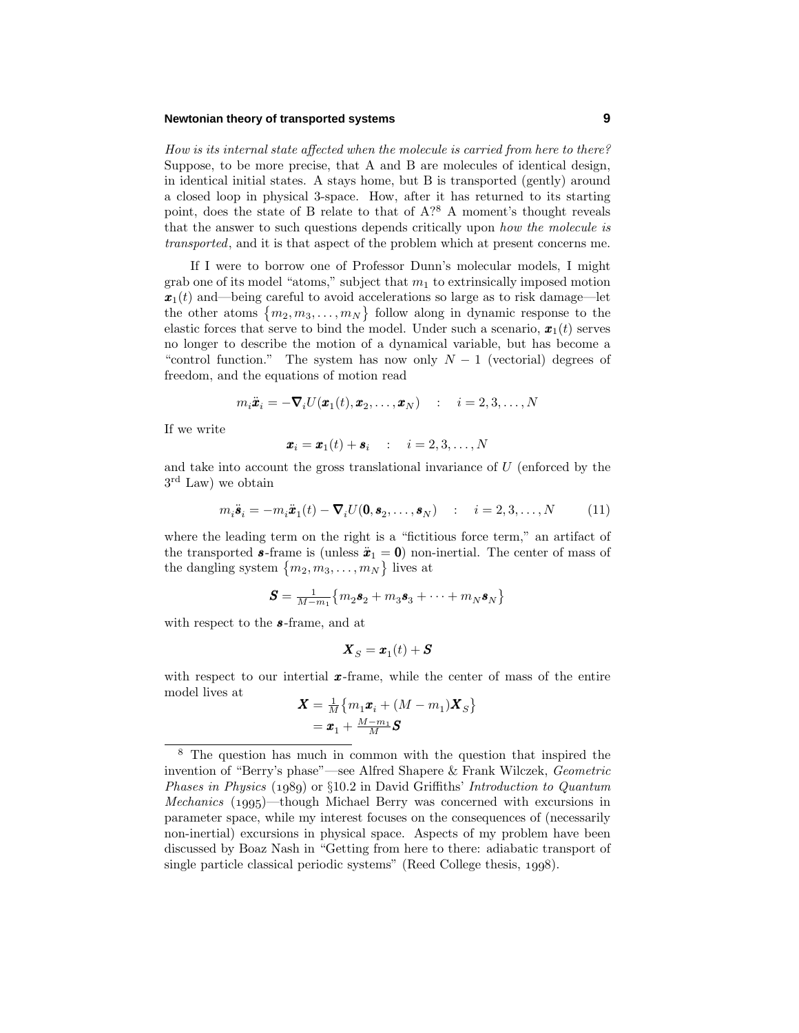*How is its internal state affected when the molecule is carried from here to there?* Suppose, to be more precise, that A and B are molecules of identical design, in identical initial states. A stays home, but B is transported (gently) around a closed loop in physical 3-space. How, after it has returned to its starting point, does the state of B relate to that of A?[8] A moment's thought reveals that the answer to such questions depends critically upon *how the molecule is transported*, and it is that aspect of the problem which at present concerns me.

If I were to borrow one of Professor Dunn's molecular models, I might grab one of its model "atoms," subject that $m_1$ to extrinsically imposed motion $\boldsymbol{x}_1(t)$ and—being careful to avoid accelerations so large as to risk damage—let the other atoms $\{m_2, m_3, \ldots, m_N\}$ follow along in dynamic response to the elastic forces that serve to bind the model. Under such a scenario, $\boldsymbol{x}_1(t)$ serves no longer to describe the motion of a dynamical variable, but has become a "control function." The system has now only $N-1$ (vectorial) degrees of freedom, and the equations of motion read

$$m_i\ddot{\boldsymbol{x}}_i = -\boldsymbol{\nabla}_i U(\boldsymbol{x}_1(t), \boldsymbol{x}_2, \ldots, \boldsymbol{x}_N) \quad : \quad i = 2, 3, \ldots, N$$

If we write

$$\boldsymbol{x}_i = \boldsymbol{x}_1(t) + \boldsymbol{s}_i \quad : \quad i = 2, 3, \ldots, N$$

and take into account the gross translational invariance of $U$ (enforced by the 3rd Law) we obtain

$$m_i\ddot{\boldsymbol{s}}_i = -m_i\ddot{\boldsymbol{x}}_1(t) - \boldsymbol{\nabla}_i U(\boldsymbol{0}, \boldsymbol{s}_2, \ldots, \boldsymbol{s}_N) \quad : \quad i = 2, 3, \ldots, N \tag{11}$$

where the leading term on the right is a "fictitious force term," an artifact of the transported $\boldsymbol{s}$-frame is (unless $\ddot{\boldsymbol{x}}_1 = \boldsymbol{0}$) non-inertial. The center of mass of the dangling system $\{m_2, m_3, \ldots, m_N\}$ lives at

$$\boldsymbol{S} = \tfrac{1}{M-m_1}\big\{m_2\boldsymbol{s}_2 + m_3\boldsymbol{s}_3 + \cdots + m_N\boldsymbol{s}_N\big\}$$

with respect to the $\boldsymbol{s}$-frame, and at

$$\boldsymbol{X}_S = \boldsymbol{x}_1(t) + \boldsymbol{S}$$

with respect to our intertial $\boldsymbol{x}$-frame, while the center of mass of the entire model lives at

$$\begin{aligned}\boldsymbol{X} &= \tfrac{1}{M}\big\{m_1\boldsymbol{x}_i + (M-m_1)\boldsymbol{X}_S\big\}\\ &= \boldsymbol{x}_1 + \tfrac{M-m_1}{M}\boldsymbol{S}\end{aligned}$$

---

[8] The question has much in common with the question that inspired the invention of "Berry's phase"—see Alfred Shapere & Frank Wilczek, *Geometric Phases in Physics* (1989) or §10.2 in David Griffiths' *Introduction to Quantum Mechanics* (1995)—though Michael Berry was concerned with excursions in parameter space, while my interest focuses on the consequences of (necessarily non-inertial) excursions in physical space. Aspects of my problem have been discussed by Boaz Nash in "Getting from here to there: adiabatic transport of single particle classical periodic systems" (Reed College thesis, 1998).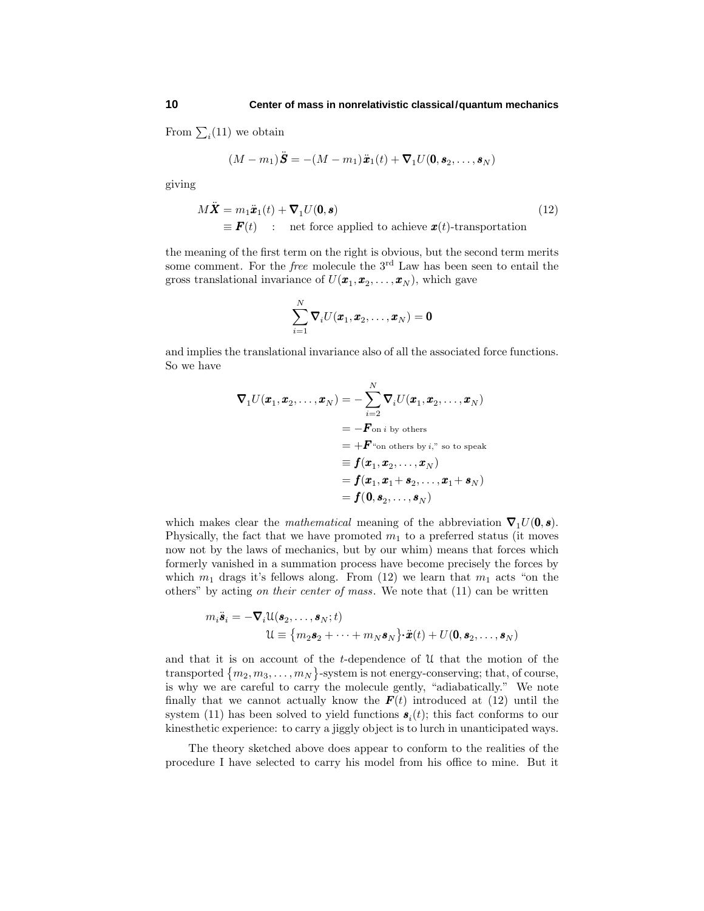From $\sum_i(11)$ we obtain

$$(M - m_1)\ddot{\boldsymbol{S}} = -(M - m_1)\ddot{\boldsymbol{x}}_1(t) + \boldsymbol{\nabla}_1 U(\boldsymbol{0}, \boldsymbol{s}_2, \ldots, \boldsymbol{s}_N)$$

giving

$$\begin{aligned} M\ddot{\boldsymbol{X}} &= m_1\ddot{\boldsymbol{x}}_1(t) + \boldsymbol{\nabla}_1 U(\boldsymbol{0}, \boldsymbol{s}) \qquad (12)\\ &\equiv \boldsymbol{F}(t) \quad : \quad \text{net force applied to achieve } \boldsymbol{x}(t)\text{-transportation} \end{aligned}$$

the meaning of the first term on the right is obvious, but the second term merits some comment. For the *free* molecule the 3rd Law has been seen to entail the gross translational invariance of $U(\boldsymbol{x}_1, \boldsymbol{x}_2, \ldots, \boldsymbol{x}_N)$, which gave

$$\sum_{i=1}^{N} \boldsymbol{\nabla}_i U(\boldsymbol{x}_1, \boldsymbol{x}_2, \ldots, \boldsymbol{x}_N) = \boldsymbol{0}$$

and implies the translational invariance also of all the associated force functions. So we have

$$\begin{aligned} \boldsymbol{\nabla}_1 U(\boldsymbol{x}_1, \boldsymbol{x}_2, \ldots, \boldsymbol{x}_N) &= -\sum_{i=2}^{N} \boldsymbol{\nabla}_i U(\boldsymbol{x}_1, \boldsymbol{x}_2, \ldots, \boldsymbol{x}_N)\\ &= -\boldsymbol{F}_{\text{on } i \text{ by others}}\\ &= +\boldsymbol{F}_{\text{“on others by } i\text{,” so to speak}}\\ &\equiv \boldsymbol{f}(\boldsymbol{x}_1, \boldsymbol{x}_2, \ldots, \boldsymbol{x}_N)\\ &= \boldsymbol{f}(\boldsymbol{x}_1, \boldsymbol{x}_1 + \boldsymbol{s}_2, \ldots, \boldsymbol{x}_1 + \boldsymbol{s}_N)\\ &= \boldsymbol{f}(\boldsymbol{0}, \boldsymbol{s}_2, \ldots, \boldsymbol{s}_N) \end{aligned}$$

which makes clear the *mathematical* meaning of the abbreviation $\boldsymbol{\nabla}_1 U(\boldsymbol{0}, \boldsymbol{s})$. Physically, the fact that we have promoted $m_1$ to a preferred status (it moves now not by the laws of mechanics, but by our whim) means that forces which formerly vanished in a summation process have become precisely the forces by which $m_1$ drags it's fellows along. From (12) we learn that $m_1$ acts "on the others" by acting *on their center of mass*. We note that (11) can be written

$$\begin{aligned} m_i\ddot{\boldsymbol{s}}_i &= -\boldsymbol{\nabla}_i \mathcal{U}(\boldsymbol{s}_2, \ldots, \boldsymbol{s}_N; t)\\ \mathcal{U} &\equiv \big\{m_2\boldsymbol{s}_2 + \cdots + m_N\boldsymbol{s}_N\big\}\cdot\ddot{\boldsymbol{x}}(t) + U(\boldsymbol{0}, \boldsymbol{s}_2, \ldots, \boldsymbol{s}_N) \end{aligned}$$

and that it is on account of the $t$-dependence of $\mathcal{U}$ that the motion of the transported $\{m_2, m_3, \ldots, m_N\}$-system is not energy-conserving; that, of course, is why we are careful to carry the molecule gently, "adiabatically." We note finally that we cannot actually know the $\boldsymbol{F}(t)$ introduced at (12) until the system (11) has been solved to yield functions $\boldsymbol{s}_i(t)$; this fact conforms to our kinesthetic experience: to carry a jiggly object is to lurch in unanticipated ways.

The theory sketched above does appear to conform to the realities of the procedure I have selected to carry his model from his office to mine. But it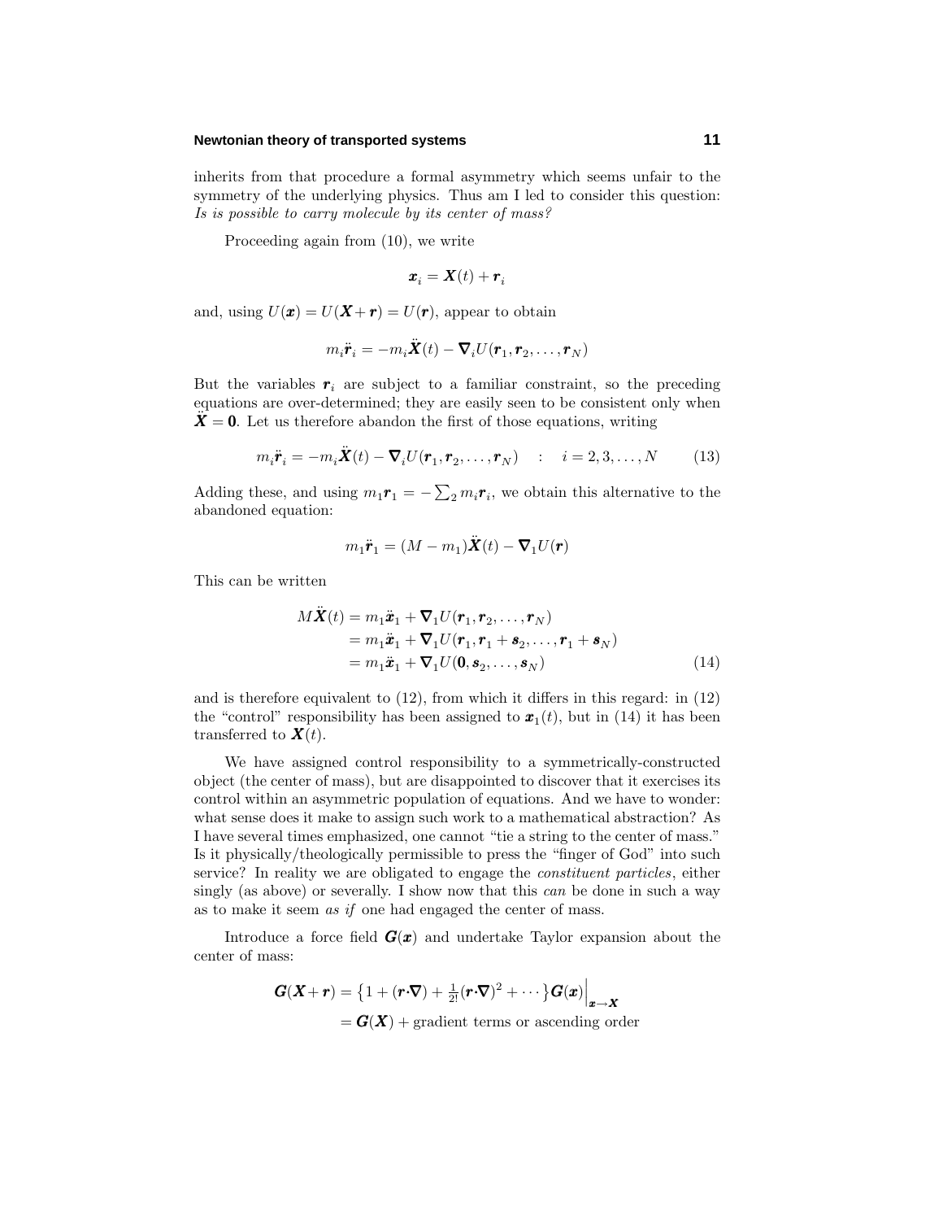inherits from that procedure a formal asymmetry which seems unfair to the symmetry of the underlying physics. Thus am I led to consider this question: *Is is possible to carry molecule by its center of mass?*

Proceeding again from (10), we write

$$\boldsymbol{x}_i = \boldsymbol{X}(t) + \boldsymbol{r}_i$$

and, using $U(\boldsymbol{x}) = U(\boldsymbol{X} + \boldsymbol{r}) = U(\boldsymbol{r})$, appear to obtain

$$m_i \ddot{\boldsymbol{r}}_i = -m_i \ddot{\boldsymbol{X}}(t) - \boldsymbol{\nabla}_i U(\boldsymbol{r}_1, \boldsymbol{r}_2, \ldots, \boldsymbol{r}_N)$$

But the variables $\boldsymbol{r}_i$ are subject to a familiar constraint, so the preceding equations are over-determined; they are easily seen to be consistent only when $\ddot{\boldsymbol{X}} = \boldsymbol{0}$. Let us therefore abandon the first of those equations, writing

$$m_i \ddot{\boldsymbol{r}}_i = -m_i \ddot{\boldsymbol{X}}(t) - \boldsymbol{\nabla}_i U(\boldsymbol{r}_1, \boldsymbol{r}_2, \ldots, \boldsymbol{r}_N) \quad : \quad i = 2, 3, \ldots, N \tag{13}$$

Adding these, and using $m_1 \boldsymbol{r}_1 = -\sum_2 m_i \boldsymbol{r}_i$, we obtain this alternative to the abandoned equation:

$$m_1 \ddot{\boldsymbol{r}}_1 = (M - m_1)\ddot{\boldsymbol{X}}(t) - \boldsymbol{\nabla}_1 U(\boldsymbol{r})$$

This can be written

$$\begin{aligned}
M\ddot{\boldsymbol{X}}(t) &= m_1 \ddot{\boldsymbol{x}}_1 + \boldsymbol{\nabla}_1 U(\boldsymbol{r}_1, \boldsymbol{r}_2, \ldots, \boldsymbol{r}_N) \\
&= m_1 \ddot{\boldsymbol{x}}_1 + \boldsymbol{\nabla}_1 U(\boldsymbol{r}_1, \boldsymbol{r}_1 + \boldsymbol{s}_2, \ldots, \boldsymbol{r}_1 + \boldsymbol{s}_N) \\
&= m_1 \ddot{\boldsymbol{x}}_1 + \boldsymbol{\nabla}_1 U(\boldsymbol{0}, \boldsymbol{s}_2, \ldots, \boldsymbol{s}_N)
\end{aligned} \tag{14}$$

and is therefore equivalent to (12), from which it differs in this regard: in (12) the "control" responsibility has been assigned to $\boldsymbol{x}_1(t)$, but in (14) it has been transferred to $\boldsymbol{X}(t)$.

We have assigned control responsibility to a symmetrically-constructed object (the center of mass), but are disappointed to discover that it exercises its control within an asymmetric population of equations. And we have to wonder: what sense does it make to assign such work to a mathematical abstraction? As I have several times emphasized, one cannot "tie a string to the center of mass." Is it physically/theologically permissible to press the "finger of God" into such service? In reality we are obligated to engage the *constituent particles*, either singly (as above) or severally. I show now that this *can* be done in such a way as to make it seem *as if* one had engaged the center of mass.

Introduce a force field $\boldsymbol{G}(\boldsymbol{x})$ and undertake Taylor expansion about the center of mass:

$$\begin{aligned}
\boldsymbol{G}(\boldsymbol{X} + \boldsymbol{r}) &= \left\{1 + (\boldsymbol{r}\cdot\boldsymbol{\nabla}) + \tfrac{1}{2!}(\boldsymbol{r}\cdot\boldsymbol{\nabla})^2 + \cdots\right\}\boldsymbol{G}(\boldsymbol{x})\Big|_{\boldsymbol{x}\to\boldsymbol{X}} \\
&= \boldsymbol{G}(\boldsymbol{X}) + \text{gradient terms or ascending order}
\end{aligned}$$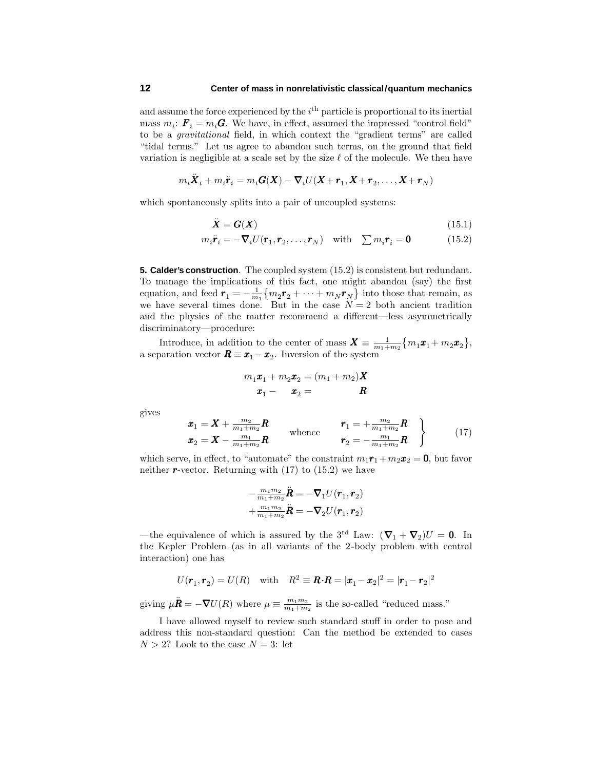and assume the force experienced by the $i^{\text{th}}$ particle is proportional to its inertial mass $m_i$: $\boldsymbol{F}_i = m_i\boldsymbol{G}$. We have, in effect, assumed the impressed "control field" to be a *gravitational* field, in which context the "gradient terms" are called "tidal terms." Let us agree to abandon such terms, on the ground that field variation is negligible at a scale set by the size $\ell$ of the molecule. We then have

$$m_i\ddot{\boldsymbol{X}}_i + m_i\ddot{\boldsymbol{r}}_i = m_i\boldsymbol{G}(\boldsymbol{X}) - \boldsymbol{\nabla}_i U(\boldsymbol{X}+\boldsymbol{r}_1, \boldsymbol{X}+\boldsymbol{r}_2, \ldots, \boldsymbol{X}+\boldsymbol{r}_N)$$

which spontaneously splits into a pair of uncoupled systems:

$$\ddot{\boldsymbol{X}} = \boldsymbol{G}(\boldsymbol{X}) \tag{15.1}$$

$$m_i\ddot{\boldsymbol{r}}_i = -\boldsymbol{\nabla}_i U(\boldsymbol{r}_1, \boldsymbol{r}_2, \ldots, \boldsymbol{r}_N) \quad \text{with} \quad \textstyle\sum m_i\boldsymbol{r}_i = \boldsymbol{0} \tag{15.2}$$

**5. Calder's construction**. The coupled system (15.2) is consistent but redundant. To manage the implications of this fact, one might abandon (say) the first equation, and feed $\boldsymbol{r}_1 = -\frac{1}{m_1}\big\{m_2\boldsymbol{r}_2 + \cdots + m_N\boldsymbol{r}_N\big\}$ into those that remain, as we have several times done. But in the case $N = 2$ both ancient tradition and the physics of the matter recommend a different—less asymmetrically discriminatory—procedure:

Introduce, in addition to the center of mass $\boldsymbol{X} \equiv \frac{1}{m_1+m_2}\big\{m_1\boldsymbol{x}_1 + m_2\boldsymbol{x}_2\big\}$, a separation vector $\boldsymbol{R} \equiv \boldsymbol{x}_1 - \boldsymbol{x}_2$. Inversion of the system

$$\begin{aligned} m_1\boldsymbol{x}_1 + m_2\boldsymbol{x}_2 &= (m_1+m_2)\boldsymbol{X} \\ \boldsymbol{x}_1 - \quad \boldsymbol{x}_2 &= \qquad\qquad \boldsymbol{R} \end{aligned}$$

gives

$$\left.\begin{aligned} \boldsymbol{x}_1 &= \boldsymbol{X} + \tfrac{m_2}{m_1+m_2}\boldsymbol{R} \\ \boldsymbol{x}_2 &= \boldsymbol{X} - \tfrac{m_1}{m_1+m_2}\boldsymbol{R} \end{aligned} \quad \text{whence} \quad \begin{aligned} \boldsymbol{r}_1 &= +\tfrac{m_2}{m_1+m_2}\boldsymbol{R} \\ \boldsymbol{r}_2 &= -\tfrac{m_1}{m_1+m_2}\boldsymbol{R} \end{aligned}\right\} \tag{17}$$

which serve, in effect, to "automate" the constraint $m_1\boldsymbol{r}_1 + m_2\boldsymbol{x}_2 = \boldsymbol{0}$, but favor neither $\boldsymbol{r}$-vector. Returning with (17) to (15.2) we have

$$\begin{aligned} -\tfrac{m_1m_2}{m_1+m_2}\ddot{\boldsymbol{R}} &= -\boldsymbol{\nabla}_1 U(\boldsymbol{r}_1, \boldsymbol{r}_2) \\ +\tfrac{m_1m_2}{m_1+m_2}\ddot{\boldsymbol{R}} &= -\boldsymbol{\nabla}_2 U(\boldsymbol{r}_1, \boldsymbol{r}_2) \end{aligned}$$

—the equivalence of which is assured by the 3rd Law: $(\boldsymbol{\nabla}_1 + \boldsymbol{\nabla}_2)U = \boldsymbol{0}$. In the Kepler Problem (as in all variants of the 2-body problem with central interaction) one has

$$U(\boldsymbol{r}_1, \boldsymbol{r}_2) = U(R) \quad \text{with} \quad R^2 \equiv \boldsymbol{R}\cdot\boldsymbol{R} = |\boldsymbol{x}_1 - \boldsymbol{x}_2|^2 = |\boldsymbol{r}_1 - \boldsymbol{r}_2|^2$$

giving $\mu\ddot{\boldsymbol{R}} = -\boldsymbol{\nabla}U(R)$ where $\mu \equiv \frac{m_1m_2}{m_1+m_2}$ is the so-called "reduced mass."

I have allowed myself to review such standard stuff in order to pose and address this non-standard question: Can the method be extended to cases $N > 2$? Look to the case $N = 3$: let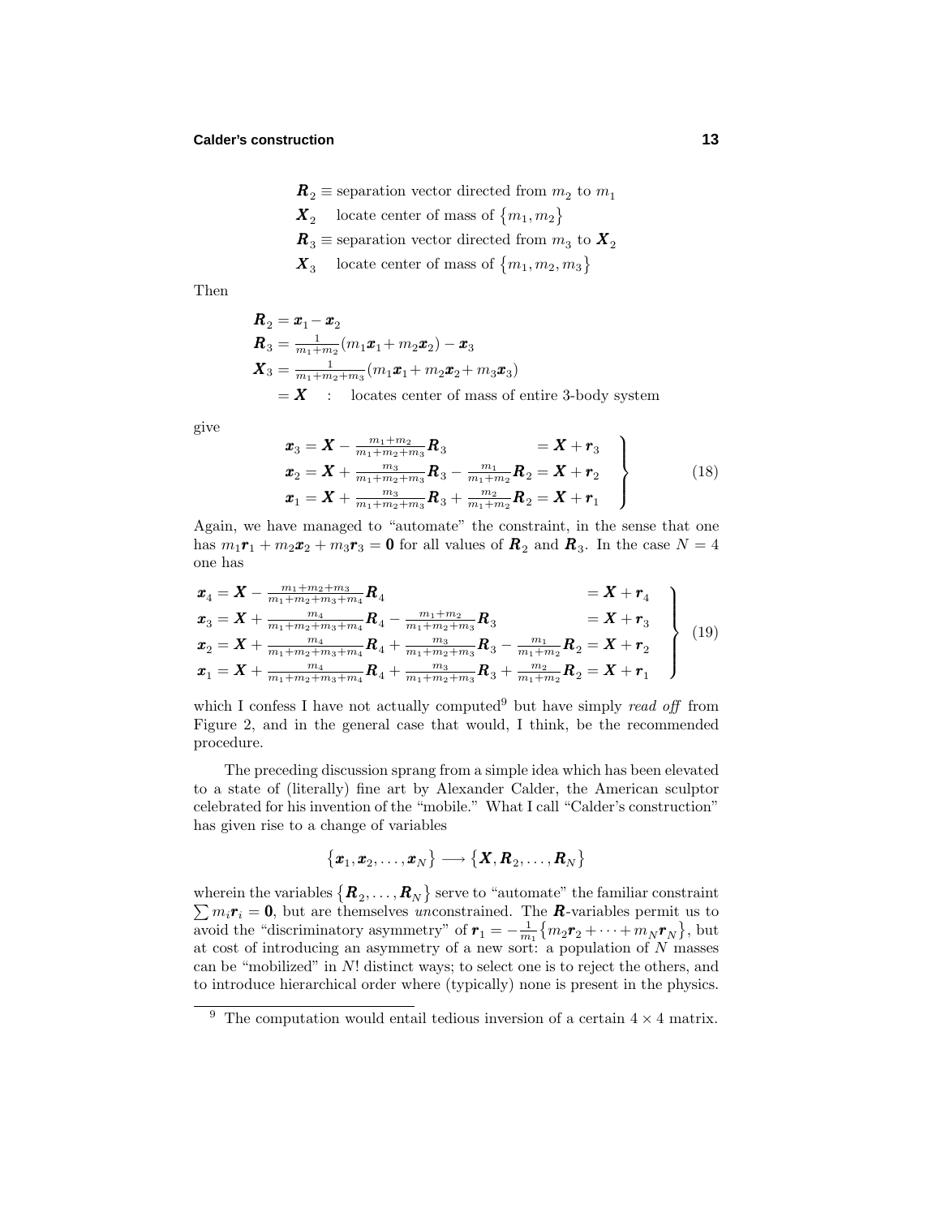$\boldsymbol{R}_2 \equiv$ separation vector directed from $m_2$ to $m_1$

$\boldsymbol{X}_2$ locate center of mass of $\{m_1, m_2\}$

$\boldsymbol{R}_3 \equiv$ separation vector directed from $m_3$ to $\boldsymbol{X}_2$

$\boldsymbol{X}_3$ locate center of mass of $\{m_1, m_2, m_3\}$

Then

$$
\begin{aligned}
\boldsymbol{R}_2 &= \boldsymbol{x}_1 - \boldsymbol{x}_2 \\
\boldsymbol{R}_3 &= \tfrac{1}{m_1+m_2}(m_1\boldsymbol{x}_1 + m_2\boldsymbol{x}_2) - \boldsymbol{x}_3 \\
\boldsymbol{X}_3 &= \tfrac{1}{m_1+m_2+m_3}(m_1\boldsymbol{x}_1 + m_2\boldsymbol{x}_2 + m_3\boldsymbol{x}_3) \\
&= \boldsymbol{X} \quad : \quad \text{locates center of mass of entire 3-body system}
\end{aligned}
$$

give

$$
\left.
\begin{aligned}
\boldsymbol{x}_3 &= \boldsymbol{X} - \tfrac{m_1+m_2}{m_1+m_2+m_3}\boldsymbol{R}_3 &&= \boldsymbol{X} + \boldsymbol{r}_3 \\
\boldsymbol{x}_2 &= \boldsymbol{X} + \tfrac{m_3}{m_1+m_2+m_3}\boldsymbol{R}_3 - \tfrac{m_1}{m_1+m_2}\boldsymbol{R}_2 &&= \boldsymbol{X} + \boldsymbol{r}_2 \\
\boldsymbol{x}_1 &= \boldsymbol{X} + \tfrac{m_3}{m_1+m_2+m_3}\boldsymbol{R}_3 + \tfrac{m_2}{m_1+m_2}\boldsymbol{R}_2 &&= \boldsymbol{X} + \boldsymbol{r}_1
\end{aligned}
\right\} \tag{18}
$$

Again, we have managed to "automate" the constraint, in the sense that one has $m_1\boldsymbol{r}_1 + m_2\boldsymbol{x}_2 + m_3\boldsymbol{r}_3 = \boldsymbol{0}$ for all values of $\boldsymbol{R}_2$ and $\boldsymbol{R}_3$. In the case $N = 4$ one has

$$
\left.
\begin{aligned}
\boldsymbol{x}_4 &= \boldsymbol{X} - \tfrac{m_1+m_2+m_3}{m_1+m_2+m_3+m_4}\boldsymbol{R}_4 &&= \boldsymbol{X} + \boldsymbol{r}_4 \\
\boldsymbol{x}_3 &= \boldsymbol{X} + \tfrac{m_4}{m_1+m_2+m_3+m_4}\boldsymbol{R}_4 - \tfrac{m_1+m_2}{m_1+m_2+m_3}\boldsymbol{R}_3 &&= \boldsymbol{X} + \boldsymbol{r}_3 \\
\boldsymbol{x}_2 &= \boldsymbol{X} + \tfrac{m_4}{m_1+m_2+m_3+m_4}\boldsymbol{R}_4 + \tfrac{m_3}{m_1+m_2+m_3}\boldsymbol{R}_3 - \tfrac{m_1}{m_1+m_2}\boldsymbol{R}_2 &&= \boldsymbol{X} + \boldsymbol{r}_2 \\
\boldsymbol{x}_1 &= \boldsymbol{X} + \tfrac{m_4}{m_1+m_2+m_3+m_4}\boldsymbol{R}_4 + \tfrac{m_3}{m_1+m_2+m_3}\boldsymbol{R}_3 + \tfrac{m_2}{m_1+m_2}\boldsymbol{R}_2 &&= \boldsymbol{X} + \boldsymbol{r}_1
\end{aligned}
\right\} \tag{19}
$$

which I confess I have not actually computed[9] but have simply *read off* from Figure 2, and in the general case that would, I think, be the recommended procedure.

The preceding discussion sprang from a simple idea which has been elevated to a state of (literally) fine art by Alexander Calder, the American sculptor celebrated for his invention of the "mobile." What I call "Calder's construction" has given rise to a change of variables

$$\{\boldsymbol{x}_1, \boldsymbol{x}_2, \ldots, \boldsymbol{x}_N\} \longrightarrow \{\boldsymbol{X}, \boldsymbol{R}_2, \ldots, \boldsymbol{R}_N\}$$

wherein the variables $\{\boldsymbol{R}_2, \ldots, \boldsymbol{R}_N\}$ serve to "automate" the familiar constraint $\sum m_i\boldsymbol{r}_i = \boldsymbol{0}$, but are themselves *un*constrained. The $\boldsymbol{R}$-variables permit us to avoid the "discriminatory asymmetry" of $\boldsymbol{r}_1 = -\frac{1}{m_1}\{m_2\boldsymbol{r}_2 + \cdots + m_N\boldsymbol{r}_N\}$, but at cost of introducing an asymmetry of a new sort: a population of $N$ masses can be "mobilized" in $N!$ distinct ways; to select one is to reject the others, and to introduce hierarchical order where (typically) none is present in the physics.

[9] The computation would entail tedious inversion of a certain $4 \times 4$ matrix.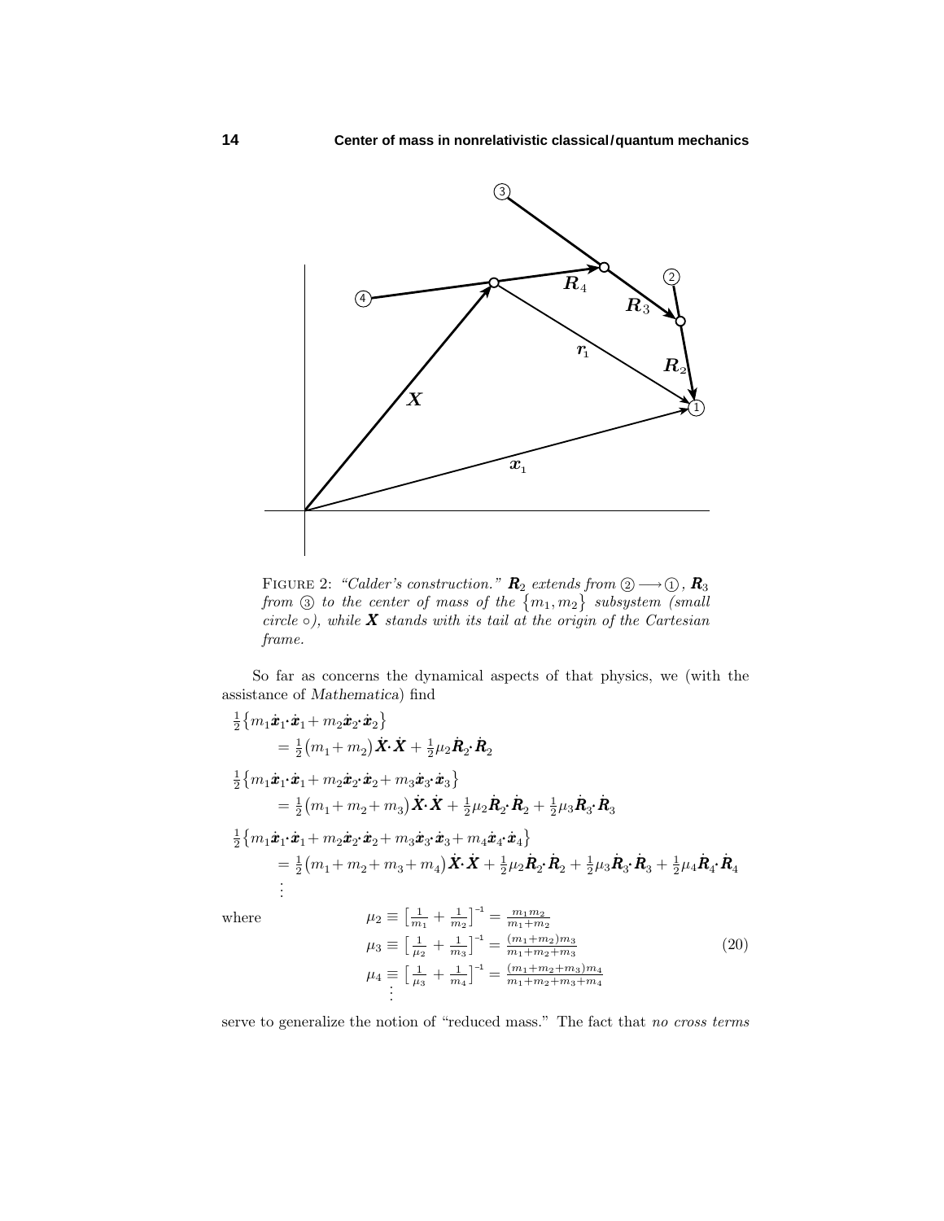FIGURE 2: *"Calder's construction."* $\boldsymbol{R}_2$ *extends from* ② $\longrightarrow$ ①, $\boldsymbol{R}_3$ *from* ③ *to the center of mass of the* $\{m_1, m_2\}$ *subsystem (small circle* $\circ$*), while* $\boldsymbol{X}$ *stands with its tail at the origin of the Cartesian frame.*

So far as concerns the dynamical aspects of that physics, we (with the assistance of *Mathematica*) find

$$
\begin{aligned}
&\tfrac{1}{2}\big\{m_1\dot{\boldsymbol{x}}_1\!\cdot\!\dot{\boldsymbol{x}}_1 + m_2\dot{\boldsymbol{x}}_2\!\cdot\!\dot{\boldsymbol{x}}_2\big\}\\
&\qquad = \tfrac{1}{2}\big(m_1+m_2\big)\dot{\boldsymbol{X}}\!\cdot\!\dot{\boldsymbol{X}} + \tfrac{1}{2}\mu_2\dot{\boldsymbol{R}}_2\!\cdot\!\dot{\boldsymbol{R}}_2\\
&\tfrac{1}{2}\big\{m_1\dot{\boldsymbol{x}}_1\!\cdot\!\dot{\boldsymbol{x}}_1 + m_2\dot{\boldsymbol{x}}_2\!\cdot\!\dot{\boldsymbol{x}}_2 + m_3\dot{\boldsymbol{x}}_3\!\cdot\!\dot{\boldsymbol{x}}_3\big\}\\
&\qquad = \tfrac{1}{2}\big(m_1+m_2+m_3\big)\dot{\boldsymbol{X}}\!\cdot\!\dot{\boldsymbol{X}} + \tfrac{1}{2}\mu_2\dot{\boldsymbol{R}}_2\!\cdot\!\dot{\boldsymbol{R}}_2 + \tfrac{1}{2}\mu_3\dot{\boldsymbol{R}}_3\!\cdot\!\dot{\boldsymbol{R}}_3\\
&\tfrac{1}{2}\big\{m_1\dot{\boldsymbol{x}}_1\!\cdot\!\dot{\boldsymbol{x}}_1 + m_2\dot{\boldsymbol{x}}_2\!\cdot\!\dot{\boldsymbol{x}}_2 + m_3\dot{\boldsymbol{x}}_3\!\cdot\!\dot{\boldsymbol{x}}_3 + m_4\dot{\boldsymbol{x}}_4\!\cdot\!\dot{\boldsymbol{x}}_4\big\}\\
&\qquad = \tfrac{1}{2}\big(m_1+m_2+m_3+m_4\big)\dot{\boldsymbol{X}}\!\cdot\!\dot{\boldsymbol{X}} + \tfrac{1}{2}\mu_2\dot{\boldsymbol{R}}_2\!\cdot\!\dot{\boldsymbol{R}}_2 + \tfrac{1}{2}\mu_3\dot{\boldsymbol{R}}_3\!\cdot\!\dot{\boldsymbol{R}}_3 + \tfrac{1}{2}\mu_4\dot{\boldsymbol{R}}_4\!\cdot\!\dot{\boldsymbol{R}}_4\\
&\qquad \vdots
\end{aligned}
$$

where

$$
\begin{aligned}
\mu_2 &\equiv \Big[\tfrac{1}{m_1} + \tfrac{1}{m_2}\Big]^{-1} = \tfrac{m_1 m_2}{m_1+m_2}\\
\mu_3 &\equiv \Big[\tfrac{1}{\mu_2} + \tfrac{1}{m_3}\Big]^{-1} = \tfrac{(m_1+m_2)m_3}{m_1+m_2+m_3}\\
\mu_4 &\equiv \Big[\tfrac{1}{\mu_3} + \tfrac{1}{m_4}\Big]^{-1} = \tfrac{(m_1+m_2+m_3)m_4}{m_1+m_2+m_3+m_4}\\
&\ \ \vdots
\end{aligned}
\tag{20}
$$

serve to generalize the notion of "reduced mass." The fact that *no cross terms*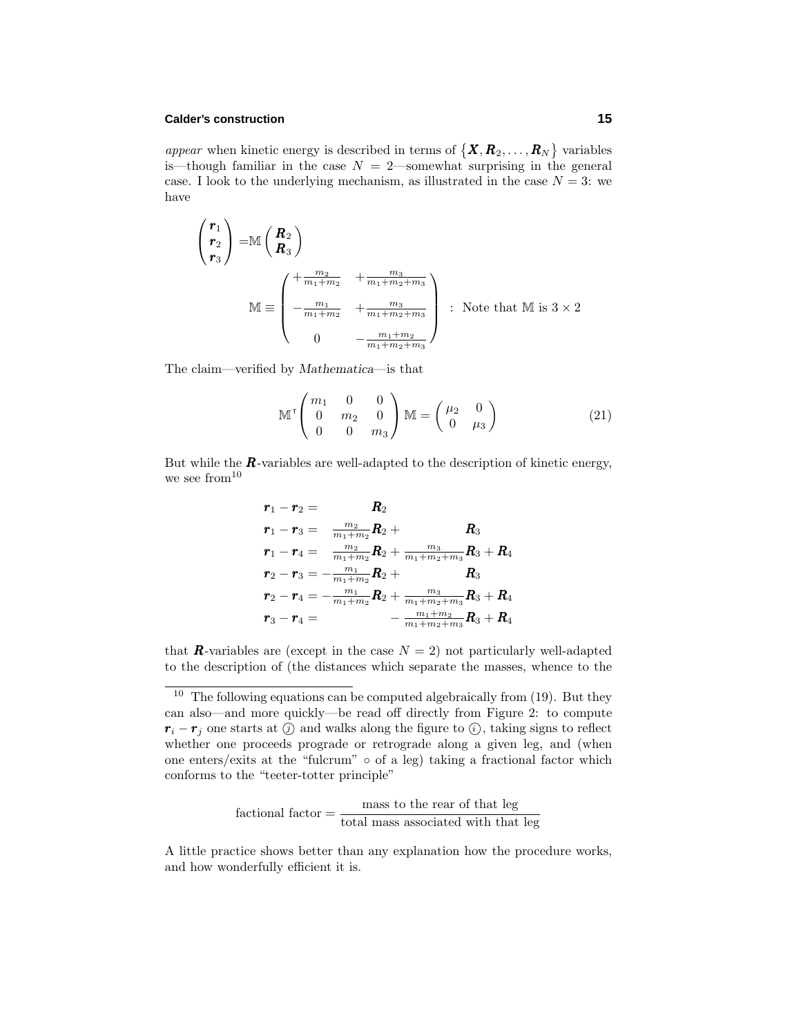*appear* when kinetic energy is described in terms of $\{\boldsymbol{X}, \boldsymbol{R}_2, \ldots, \boldsymbol{R}_N\}$ variables is—though familiar in the case $N = 2$—somewhat surprising in the general case. I look to the underlying mechanism, as illustrated in the case $N = 3$: we have

$$
\begin{pmatrix} \boldsymbol{r}_1 \\ \boldsymbol{r}_2 \\ \boldsymbol{r}_3 \end{pmatrix} = \mathbb{M} \begin{pmatrix} \boldsymbol{R}_2 \\ \boldsymbol{R}_3 \end{pmatrix}
$$

$$
\mathbb{M} \equiv \begin{pmatrix} +\frac{m_2}{m_1+m_2} & +\frac{m_3}{m_1+m_2+m_3} \\ -\frac{m_1}{m_1+m_2} & +\frac{m_3}{m_1+m_2+m_3} \\ 0 & -\frac{m_1+m_2}{m_1+m_2+m_3} \end{pmatrix} \quad : \text{ Note that } \mathbb{M} \text{ is } 3 \times 2
$$

The claim—verified by *Mathematica*—is that

$$
\mathbb{M}^{\mathsf{T}} \begin{pmatrix} m_1 & 0 & 0 \\ 0 & m_2 & 0 \\ 0 & 0 & m_3 \end{pmatrix} \mathbb{M} = \begin{pmatrix} \mu_2 & 0 \\ 0 & \mu_3 \end{pmatrix} \tag{21}
$$

But while the $\boldsymbol{R}$-variables are well-adapted to the description of kinetic energy, we see from[10]

$$
\begin{aligned}
\boldsymbol{r}_1 - \boldsymbol{r}_2 &= \boldsymbol{R}_2 \\
\boldsymbol{r}_1 - \boldsymbol{r}_3 &= \tfrac{m_2}{m_1+m_2}\boldsymbol{R}_2 + \boldsymbol{R}_3 \\
\boldsymbol{r}_1 - \boldsymbol{r}_4 &= \tfrac{m_2}{m_1+m_2}\boldsymbol{R}_2 + \tfrac{m_3}{m_1+m_2+m_3}\boldsymbol{R}_3 + \boldsymbol{R}_4 \\
\boldsymbol{r}_2 - \boldsymbol{r}_3 &= -\tfrac{m_1}{m_1+m_2}\boldsymbol{R}_2 + \boldsymbol{R}_3 \\
\boldsymbol{r}_2 - \boldsymbol{r}_4 &= -\tfrac{m_1}{m_1+m_2}\boldsymbol{R}_2 + \tfrac{m_3}{m_1+m_2+m_3}\boldsymbol{R}_3 + \boldsymbol{R}_4 \\
\boldsymbol{r}_3 - \boldsymbol{r}_4 &= -\tfrac{m_1+m_2}{m_1+m_2+m_3}\boldsymbol{R}_3 + \boldsymbol{R}_4
\end{aligned}
$$

that $\boldsymbol{R}$-variables are (except in the case $N = 2$) not particularly well-adapted to the description of (the distances which separate the masses, whence to the

---

[10] The following equations can be computed algebraically from (19). But they can also—and more quickly—be read off directly from Figure 2: to compute $\boldsymbol{r}_i - \boldsymbol{r}_j$ one starts at ⓙ and walks along the figure to ⓘ, taking signs to reflect whether one proceeds prograde or retrograde along a given leg, and (when one enters/exits at the "fulcrum" ∘ of a leg) taking a fractional factor which conforms to the "teeter-totter principle"

$$
\text{factional factor} = \frac{\text{mass to the rear of that leg}}{\text{total mass associated with that leg}}
$$

A little practice shows better than any explanation how the procedure works, and how wonderfully efficient it is.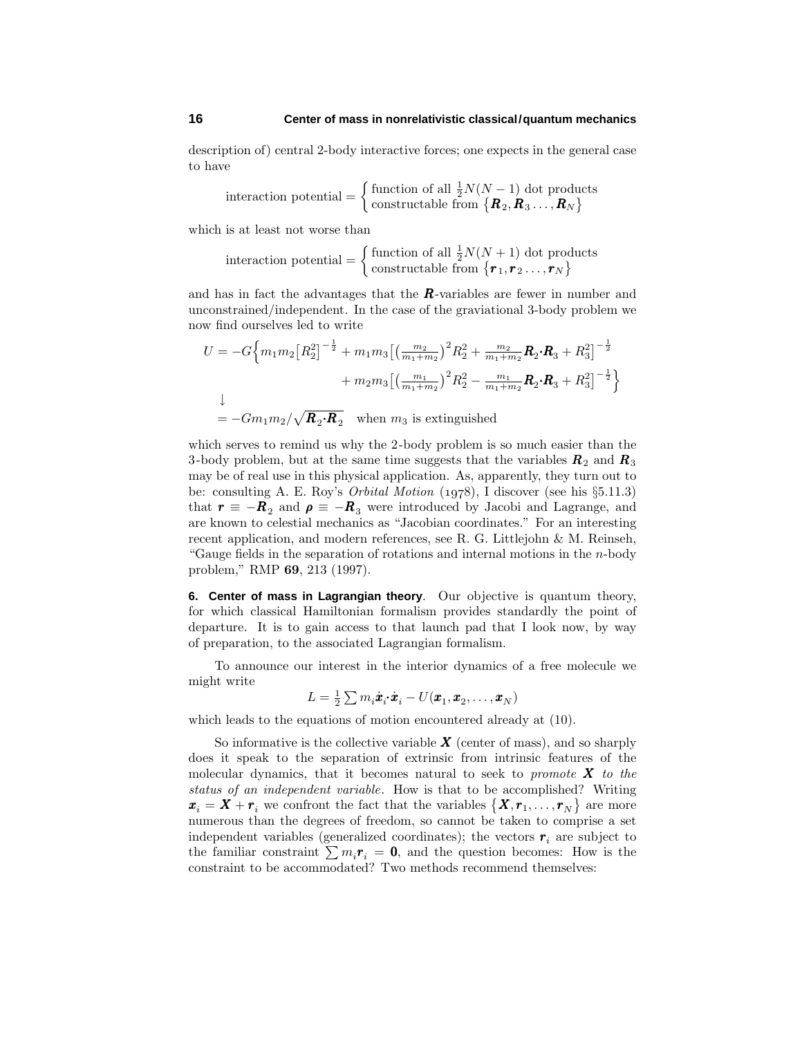description of) central 2-body interactive forces; one expects in the general case to have

$$\text{interaction potential} = \begin{cases} \text{function of all } \tfrac{1}{2}N(N-1) \text{ dot products} \\ \text{constructable from } \{\boldsymbol{R}_2, \boldsymbol{R}_3 \ldots, \boldsymbol{R}_N\} \end{cases}$$

which is at least not worse than

$$\text{interaction potential} = \begin{cases} \text{function of all } \tfrac{1}{2}N(N+1) \text{ dot products} \\ \text{constructable from } \{\boldsymbol{r}_1, \boldsymbol{r}_2 \ldots, \boldsymbol{r}_N\} \end{cases}$$

and has in fact the advantages that the $\boldsymbol{R}$-variables are fewer in number and unconstrained/independent. In the case of the graviational 3-body problem we now find ourselves led to write

$$\begin{aligned} U = -G\Big\{ & m_1 m_2 \big[R_2^2\big]^{-\frac{1}{2}} + m_1 m_3 \big[\big(\tfrac{m_2}{m_1+m_2}\big)^2 R_2^2 + \tfrac{m_2}{m_1+m_2} \boldsymbol{R}_2 \cdot \boldsymbol{R}_3 + R_3^2\big]^{-\frac{1}{2}} \\ & + m_2 m_3 \big[\big(\tfrac{m_1}{m_1+m_2}\big)^2 R_2^2 - \tfrac{m_1}{m_1+m_2} \boldsymbol{R}_2 \cdot \boldsymbol{R}_3 + R_3^2\big]^{-\frac{1}{2}} \Big\} \\ \downarrow & \\ = -G m_1 m_2 / & \sqrt{\boldsymbol{R}_2 \cdot \boldsymbol{R}_2} \quad \text{when } m_3 \text{ is extinguished} \end{aligned}$$

which serves to remind us why the 2-body problem is so much easier than the 3-body problem, but at the same time suggests that the variables $\boldsymbol{R}_2$ and $\boldsymbol{R}_3$ may be of real use in this physical application. As, apparently, they turn out to be: consulting A. E. Roy's *Orbital Motion* (1978), I discover (see his §5.11.3) that $\boldsymbol{r} \equiv -\boldsymbol{R}_2$ and $\boldsymbol{\rho} \equiv -\boldsymbol{R}_3$ were introduced by Jacobi and Lagrange, and are known to celestial mechanics as "Jacobian coordinates." For an interesting recent application, and modern references, see R. G. Littlejohn & M. Reinseh, "Gauge fields in the separation of rotations and internal motions in the $n$-body problem," RMP **69**, 213 (1997).

**6. Center of mass in Lagrangian theory**. Our objective is quantum theory, for which classical Hamiltonian formalism provides standardly the point of departure. It is to gain access to that launch pad that I look now, by way of preparation, to the associated Lagrangian formalism.

To announce our interest in the interior dynamics of a free molecule we might write

$$L = \tfrac{1}{2} \sum m_i \dot{\boldsymbol{x}}_i \cdot \dot{\boldsymbol{x}}_i - U(\boldsymbol{x}_1, \boldsymbol{x}_2, \ldots, \boldsymbol{x}_N)$$

which leads to the equations of motion encountered already at (10).

So informative is the collective variable $\boldsymbol{X}$ (center of mass), and so sharply does it speak to the separation of extrinsic from intrinsic features of the molecular dynamics, that it becomes natural to seek to *promote* $\boldsymbol{X}$ *to the status of an independent variable*. How is that to be accomplished? Writing $\boldsymbol{x}_i = \boldsymbol{X} + \boldsymbol{r}_i$ we confront the fact that the variables $\{\boldsymbol{X}, \boldsymbol{r}_1, \ldots, \boldsymbol{r}_N\}$ are more numerous than the degrees of freedom, so cannot be taken to comprise a set independent variables (generalized coordinates); the vectors $\boldsymbol{r}_i$ are subject to the familiar constraint $\sum m_i \boldsymbol{r}_i = \boldsymbol{0}$, and the question becomes: How is the constraint to be accommodated? Two methods recommend themselves: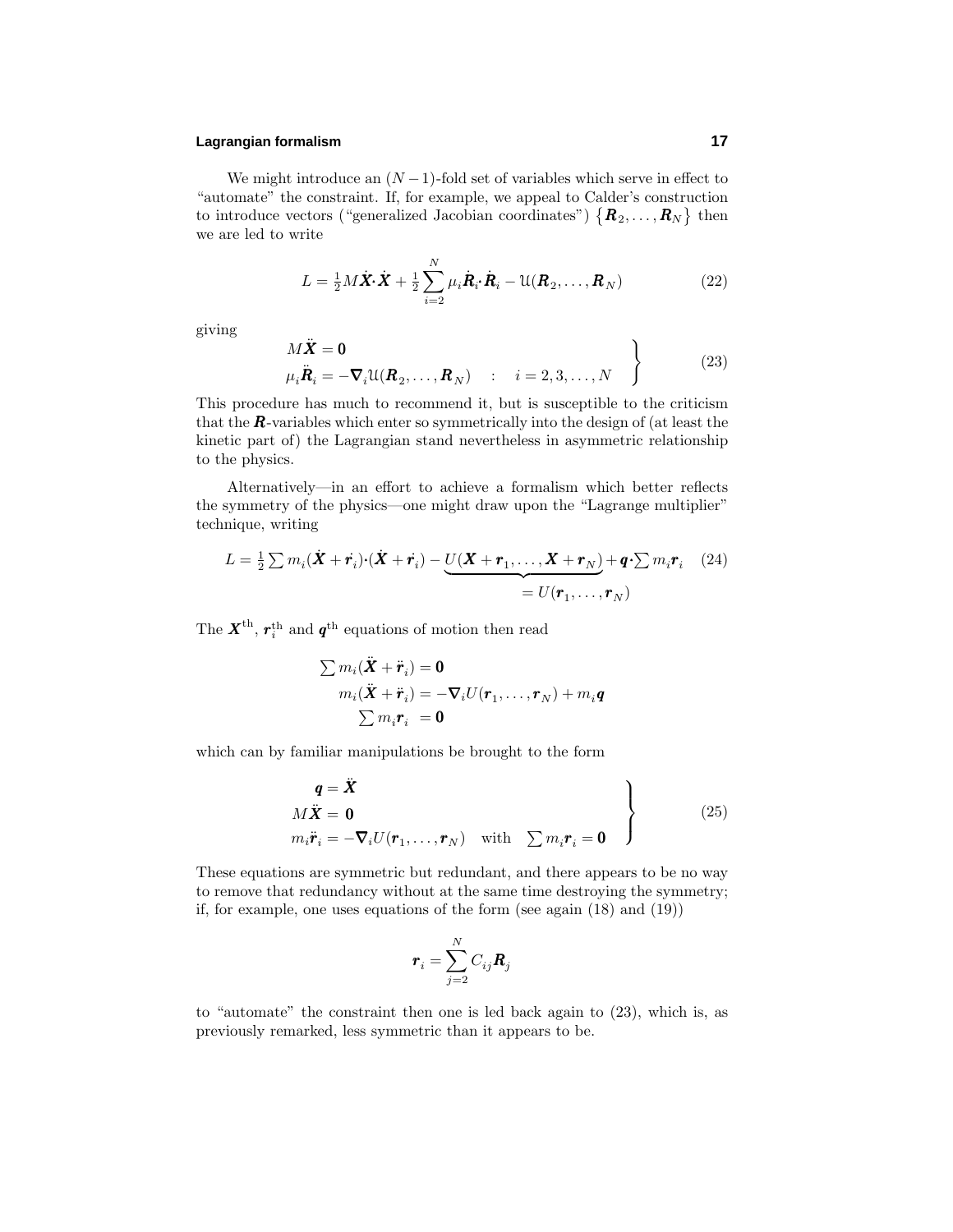We might introduce an $(N-1)$-fold set of variables which serve in effect to "automate" the constraint. If, for example, we appeal to Calder's construction to introduce vectors ("generalized Jacobian coordinates") $\{\boldsymbol{R}_2, \ldots, \boldsymbol{R}_N\}$ then we are led to write

$$L = \tfrac{1}{2}M\dot{\boldsymbol{X}}\cdot\dot{\boldsymbol{X}} + \tfrac{1}{2}\sum_{i=2}^{N}\mu_i\dot{\boldsymbol{R}}_i\cdot\dot{\boldsymbol{R}}_i - \mathcal{U}(\boldsymbol{R}_2, \ldots, \boldsymbol{R}_N) \tag{22}$$

giving

$$\left.\begin{aligned} &M\ddot{\boldsymbol{X}} = \boldsymbol{0} \\ &\mu_i\ddot{\boldsymbol{R}}_i = -\boldsymbol{\nabla}_i\mathcal{U}(\boldsymbol{R}_2, \ldots, \boldsymbol{R}_N) \quad : \quad i = 2, 3, \ldots, N \end{aligned}\right\} \tag{23}$$

This procedure has much to recommend it, but is susceptible to the criticism that the $\boldsymbol{R}$-variables which enter so symmetrically into the design of (at least the kinetic part of) the Lagrangian stand nevertheless in asymmetric relationship to the physics.

Alternatively—in an effort to achieve a formalism which better reflects the symmetry of the physics—one might draw upon the "Lagrange multiplier" technique, writing

$$L = \tfrac{1}{2}\sum m_i(\dot{\boldsymbol{X}} + \dot{\boldsymbol{r}}_i)\cdot(\dot{\boldsymbol{X}} + \dot{\boldsymbol{r}}_i) - \underbrace{U(\boldsymbol{X} + \boldsymbol{r}_1, \ldots, \boldsymbol{X} + \boldsymbol{r}_N)}_{=\,U(\boldsymbol{r}_1, \ldots, \boldsymbol{r}_N)} + \boldsymbol{q}\cdot\sum m_i\boldsymbol{r}_i \tag{24}$$

The $\boldsymbol{X}^{\text{th}}$, $\boldsymbol{r}_i^{\text{th}}$ and $\boldsymbol{q}^{\text{th}}$ equations of motion then read

$$\begin{aligned} \textstyle\sum m_i(\ddot{\boldsymbol{X}} + \ddot{\boldsymbol{r}}_i) &= \boldsymbol{0} \\ m_i(\ddot{\boldsymbol{X}} + \ddot{\boldsymbol{r}}_i) &= -\boldsymbol{\nabla}_i U(\boldsymbol{r}_1, \ldots, \boldsymbol{r}_N) + m_i\boldsymbol{q} \\ \textstyle\sum m_i\boldsymbol{r}_i &= \boldsymbol{0} \end{aligned}$$

which can by familiar manipulations be brought to the form

$$\left.\begin{aligned} &\boldsymbol{q} = \ddot{\boldsymbol{X}} \\ &M\ddot{\boldsymbol{X}} = \boldsymbol{0} \\ &m_i\ddot{\boldsymbol{r}}_i = -\boldsymbol{\nabla}_i U(\boldsymbol{r}_1, \ldots, \boldsymbol{r}_N) \quad \text{with} \quad \textstyle\sum m_i\boldsymbol{r}_i = \boldsymbol{0} \end{aligned}\right\} \tag{25}$$

These equations are symmetric but redundant, and there appears to be no way to remove that redundancy without at the same time destroying the symmetry; if, for example, one uses equations of the form (see again (18) and (19))

$$\boldsymbol{r}_i = \sum_{j=2}^{N} C_{ij}\boldsymbol{R}_j$$

to "automate" the constraint then one is led back again to (23), which is, as previously remarked, less symmetric than it appears to be.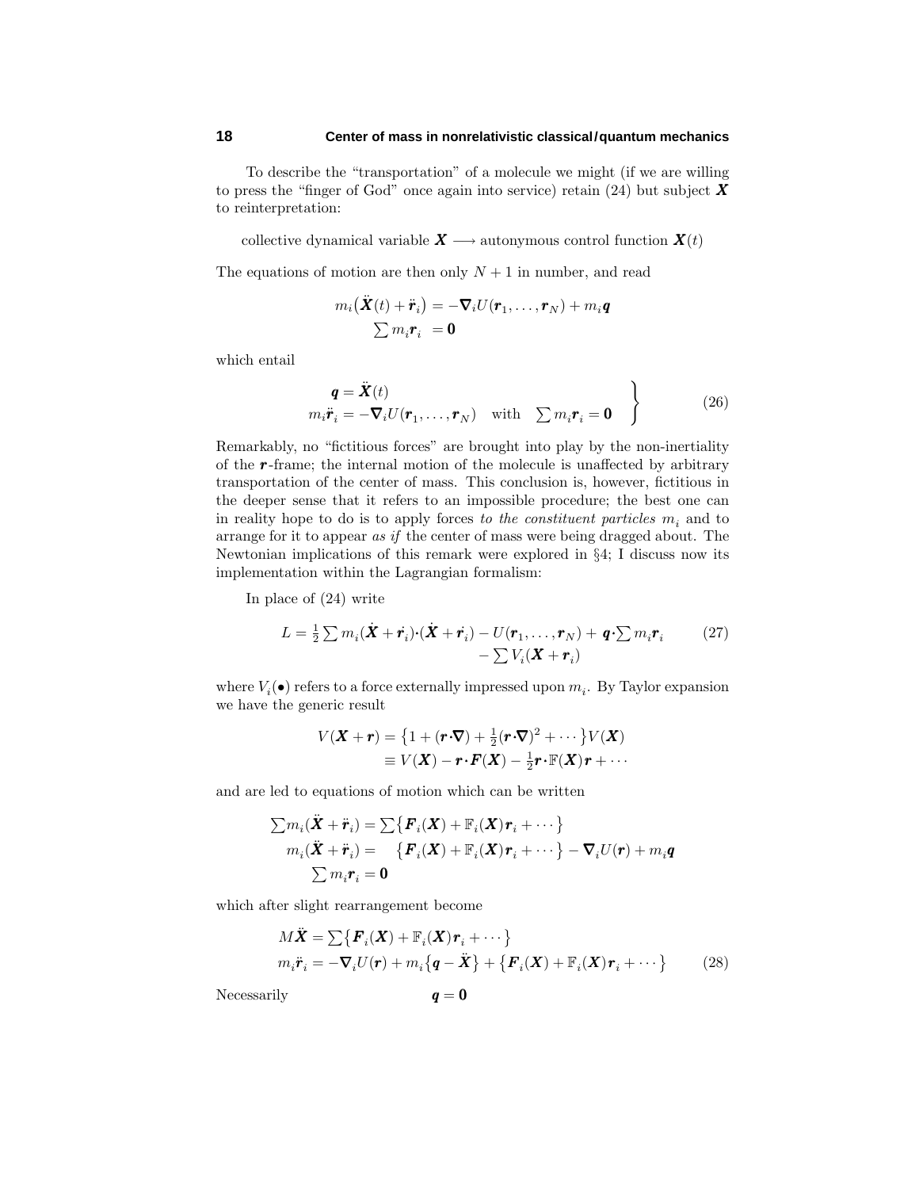To describe the "transportation" of a molecule we might (if we are willing to press the "finger of God" once again into service) retain (24) but subject $\boldsymbol{X}$ to reinterpretation:

$$\text{collective dynamical variable } \boldsymbol{X} \longrightarrow \text{autonymous control function } \boldsymbol{X}(t)$$

The equations of motion are then only $N+1$ in number, and read

$$\begin{aligned} m_i\big(\ddot{\boldsymbol{X}}(t)+\ddot{\boldsymbol{r}}_i\big) &= -\boldsymbol{\nabla}_i U(\boldsymbol{r}_1,\ldots,\boldsymbol{r}_N)+m_i\boldsymbol{q} \\ \textstyle\sum m_i\boldsymbol{r}_i &= \boldsymbol{0} \end{aligned}$$

which entail

$$\left.\begin{aligned} \boldsymbol{q} &= \ddot{\boldsymbol{X}}(t) \\ m_i\ddot{\boldsymbol{r}}_i &= -\boldsymbol{\nabla}_i U(\boldsymbol{r}_1,\ldots,\boldsymbol{r}_N) \quad \text{with} \quad \textstyle\sum m_i\boldsymbol{r}_i = \boldsymbol{0} \end{aligned}\right\} \tag{26}$$

Remarkably, no "fictitious forces" are brought into play by the non-inertiality of the $\boldsymbol{r}$-frame; the internal motion of the molecule is unaffected by arbitrary transportation of the center of mass. This conclusion is, however, fictitious in the deeper sense that it refers to an impossible procedure; the best one can in reality hope to do is to apply forces *to the constituent particles* $m_i$ and to arrange for it to appear *as if* the center of mass were being dragged about. The Newtonian implications of this remark were explored in §4; I discuss now its implementation within the Lagrangian formalism:

In place of (24) write

$$\begin{aligned} L = \tfrac{1}{2}\textstyle\sum m_i(\dot{\boldsymbol{X}}+\dot{\boldsymbol{r}}_i)\cdot(\dot{\boldsymbol{X}}+\dot{\boldsymbol{r}}_i) - U(\boldsymbol{r}_1,\ldots,\boldsymbol{r}_N) + \boldsymbol{q}\cdot\textstyle\sum m_i\boldsymbol{r}_i \\ - \textstyle\sum V_i(\boldsymbol{X}+\boldsymbol{r}_i) \end{aligned} \tag{27}$$

where $V_i(\bullet)$ refers to a force externally impressed upon $m_i$. By Taylor expansion we have the generic result

$$\begin{aligned} V(\boldsymbol{X}+\boldsymbol{r}) &= \big\{1+(\boldsymbol{r}\cdot\boldsymbol{\nabla})+\tfrac{1}{2}(\boldsymbol{r}\cdot\boldsymbol{\nabla})^2+\cdots\big\}V(\boldsymbol{X}) \\ &\equiv V(\boldsymbol{X}) - \boldsymbol{r}\cdot\boldsymbol{F}(\boldsymbol{X}) - \tfrac{1}{2}\boldsymbol{r}\cdot\mathbb{F}(\boldsymbol{X})\boldsymbol{r}+\cdots \end{aligned}$$

and are led to equations of motion which can be written

$$\begin{aligned} \textstyle\sum m_i(\ddot{\boldsymbol{X}}+\ddot{\boldsymbol{r}}_i) &= \textstyle\sum\big\{\boldsymbol{F}_i(\boldsymbol{X})+\mathbb{F}_i(\boldsymbol{X})\boldsymbol{r}_i+\cdots\big\} \\ m_i(\ddot{\boldsymbol{X}}+\ddot{\boldsymbol{r}}_i) &= \phantom{\textstyle\sum}\big\{\boldsymbol{F}_i(\boldsymbol{X})+\mathbb{F}_i(\boldsymbol{X})\boldsymbol{r}_i+\cdots\big\} - \boldsymbol{\nabla}_i U(\boldsymbol{r}) + m_i\boldsymbol{q} \\ \textstyle\sum m_i\boldsymbol{r}_i &= \boldsymbol{0} \end{aligned}$$

which after slight rearrangement become

$$\begin{aligned} M\ddot{\boldsymbol{X}} &= \textstyle\sum\big\{\boldsymbol{F}_i(\boldsymbol{X})+\mathbb{F}_i(\boldsymbol{X})\boldsymbol{r}_i+\cdots\big\} \\ m_i\ddot{\boldsymbol{r}}_i &= -\boldsymbol{\nabla}_i U(\boldsymbol{r}) + m_i\big\{\boldsymbol{q}-\ddot{\boldsymbol{X}}\big\} + \big\{\boldsymbol{F}_i(\boldsymbol{X})+\mathbb{F}_i(\boldsymbol{X})\boldsymbol{r}_i+\cdots\big\} \end{aligned} \tag{28}$$

Necessarily

$$\boldsymbol{q} = \boldsymbol{0}$$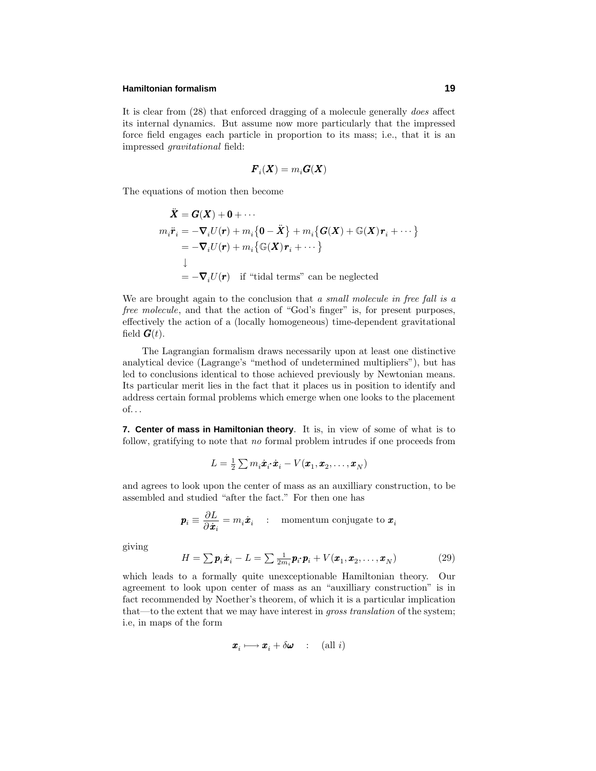It is clear from (28) that enforced dragging of a molecule generally *does* affect its internal dynamics. But assume now more particularly that the impressed force field engages each particle in proportion to its mass; i.e., that it is an impressed *gravitational* field:

$$\boldsymbol{F}_i(\boldsymbol{X}) = m_i \boldsymbol{G}(\boldsymbol{X})$$

The equations of motion then become

$$\begin{aligned}
\ddot{\boldsymbol{X}} &= \boldsymbol{G}(\boldsymbol{X}) + \boldsymbol{0} + \cdots \\
m_i \ddot{\boldsymbol{r}}_i &= -\boldsymbol{\nabla}_i U(\boldsymbol{r}) + m_i\big\{\boldsymbol{0} - \ddot{\boldsymbol{X}}\big\} + m_i\big\{\boldsymbol{G}(\boldsymbol{X}) + \mathbb{G}(\boldsymbol{X})\boldsymbol{r}_i + \cdots\big\} \\
&= -\boldsymbol{\nabla}_i U(\boldsymbol{r}) + m_i\big\{\mathbb{G}(\boldsymbol{X})\boldsymbol{r}_i + \cdots\big\} \\
&\downarrow \\
&= -\boldsymbol{\nabla}_i U(\boldsymbol{r}) \quad \text{if "tidal terms" can be neglected}
\end{aligned}$$

We are brought again to the conclusion that *a small molecule in free fall is a free molecule*, and that the action of "God's finger" is, for present purposes, effectively the action of a (locally homogeneous) time-dependent gravitational field $\boldsymbol{G}(t)$.

The Lagrangian formalism draws necessarily upon at least one distinctive analytical device (Lagrange's "method of undetermined multipliers"), but has led to conclusions identical to those achieved previously by Newtonian means. Its particular merit lies in the fact that it places us in position to identify and address certain formal problems which emerge when one looks to the placement of...

**7. Center of mass in Hamiltonian theory**. It is, in view of some of what is to follow, gratifying to note that *no* formal problem intrudes if one proceeds from

$$L = \tfrac{1}{2}\sum m_i \dot{\boldsymbol{x}}_i \cdot \dot{\boldsymbol{x}}_i - V(\boldsymbol{x}_1, \boldsymbol{x}_2, \ldots, \boldsymbol{x}_N)$$

and agrees to look upon the center of mass as an auxilliary construction, to be assembled and studied "after the fact." For then one has

$$\boldsymbol{p}_i \equiv \frac{\partial L}{\partial \dot{\boldsymbol{x}}_i} = m_i \dot{\boldsymbol{x}}_i \quad : \quad \text{momentum conjugate to } \boldsymbol{x}_i$$

giving

$$H = \sum \boldsymbol{p}_i \dot{\boldsymbol{x}}_i - L = \sum \tfrac{1}{2m_i}\boldsymbol{p}_i \cdot \boldsymbol{p}_i + V(\boldsymbol{x}_1, \boldsymbol{x}_2, \ldots, \boldsymbol{x}_N) \tag{29}$$

which leads to a formally quite unexceptionable Hamiltonian theory. Our agreement to look upon center of mass as an "auxilliary construction" is in fact recommended by Noether's theorem, of which it is a particular implication that—to the extent that we may have interest in *gross translation* of the system; i.e, in maps of the form

$$\boldsymbol{x}_i \longmapsto \boldsymbol{x}_i + \delta\boldsymbol{\omega} \quad : \quad (\text{all } i)$$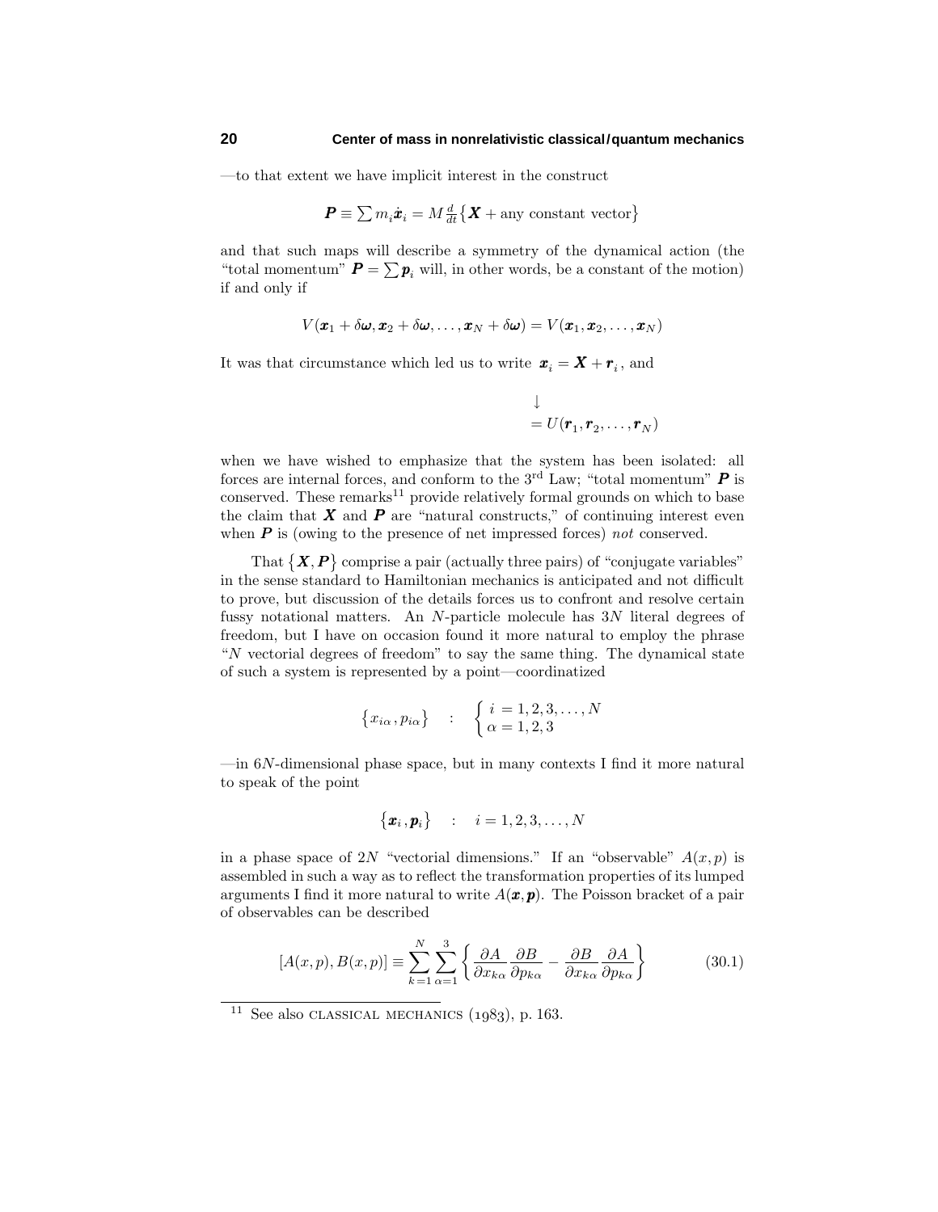—to that extent we have implicit interest in the construct

$$\boldsymbol{P} \equiv \sum m_i \dot{\boldsymbol{x}}_i = M \tfrac{d}{dt}\big\{\boldsymbol{X} + \text{any constant vector}\big\}$$

and that such maps will describe a symmetry of the dynamical action (the "total momentum" $\boldsymbol{P} = \sum \boldsymbol{p}_i$ will, in other words, be a constant of the motion) if and only if

$$V(\boldsymbol{x}_1 + \delta\boldsymbol{\omega}, \boldsymbol{x}_2 + \delta\boldsymbol{\omega}, \ldots, \boldsymbol{x}_N + \delta\boldsymbol{\omega}) = V(\boldsymbol{x}_1, \boldsymbol{x}_2, \ldots, \boldsymbol{x}_N)$$

It was that circumstance which led us to write $\boldsymbol{x}_i = \boldsymbol{X} + \boldsymbol{r}_i$, and

$$\begin{aligned} &\downarrow \\ &= U(\boldsymbol{r}_1, \boldsymbol{r}_2, \ldots, \boldsymbol{r}_N) \end{aligned}$$

when we have wished to emphasize that the system has been isolated: all forces are internal forces, and conform to the 3rd Law; "total momentum" $\boldsymbol{P}$ is conserved. These remarks[11] provide relatively formal grounds on which to base the claim that $\boldsymbol{X}$ and $\boldsymbol{P}$ are "natural constructs," of continuing interest even when $\boldsymbol{P}$ is (owing to the presence of net impressed forces) *not* conserved.

That $\big\{\boldsymbol{X}, \boldsymbol{P}\big\}$ comprise a pair (actually three pairs) of "conjugate variables" in the sense standard to Hamiltonian mechanics is anticipated and not difficult to prove, but discussion of the details forces us to confront and resolve certain fussy notational matters. An $N$-particle molecule has $3N$ literal degrees of freedom, but I have on occasion found it more natural to employ the phrase "$N$ vectorial degrees of freedom" to say the same thing. The dynamical state of such a system is represented by a point—coordinatized

$$\big\{x_{i\alpha}, p_{i\alpha}\big\} \quad : \quad \begin{cases} i = 1, 2, 3, \ldots, N \\ \alpha = 1, 2, 3 \end{cases}$$

—in $6N$-dimensional phase space, but in many contexts I find it more natural to speak of the point

$$\big\{\boldsymbol{x}_i, \boldsymbol{p}_i\big\} \quad : \quad i = 1, 2, 3, \ldots, N$$

in a phase space of $2N$ "vectorial dimensions." If an "observable" $A(x,p)$ is assembled in such a way as to reflect the transformation properties of its lumped arguments I find it more natural to write $A(\boldsymbol{x}, \boldsymbol{p})$. The Poisson bracket of a pair of observables can be described

$$[A(x,p), B(x,p)] \equiv \sum_{k=1}^{N} \sum_{\alpha=1}^{3} \left\{ \frac{\partial A}{\partial x_{k\alpha}} \frac{\partial B}{\partial p_{k\alpha}} - \frac{\partial B}{\partial x_{k\alpha}} \frac{\partial A}{\partial p_{k\alpha}} \right\} \tag{30.1}$$

---

[11] See also CLASSICAL MECHANICS (1983), p. 163.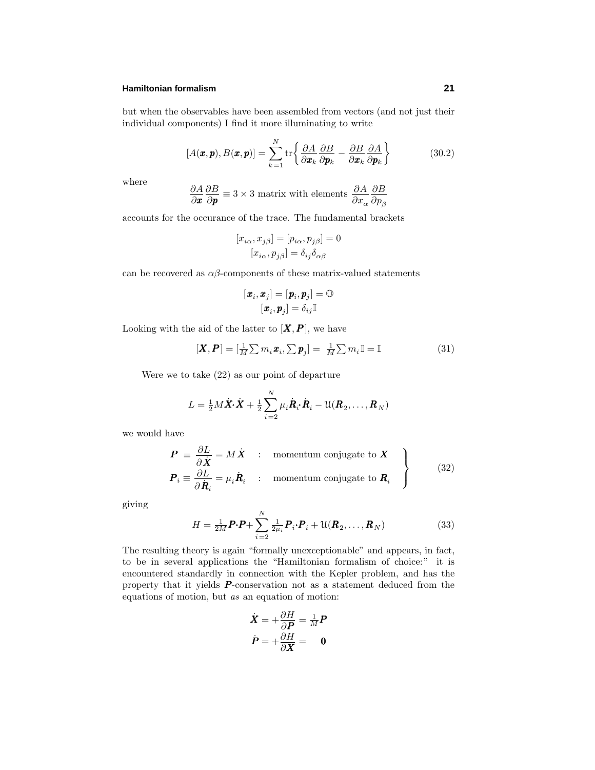but when the observables have been assembled from vectors (and not just their individual components) I find it more illuminating to write

$$[A(\boldsymbol{x},\boldsymbol{p}),B(\boldsymbol{x},\boldsymbol{p})] = \sum_{k=1}^{N} \text{tr}\left\{ \frac{\partial A}{\partial \boldsymbol{x}_k}\frac{\partial B}{\partial \boldsymbol{p}_k} - \frac{\partial B}{\partial \boldsymbol{x}_k}\frac{\partial A}{\partial \boldsymbol{p}_k} \right\} \tag{30.2}$$

where

$$\frac{\partial A}{\partial \boldsymbol{x}}\frac{\partial B}{\partial \boldsymbol{p}} \equiv 3\times 3 \text{ matrix with elements } \frac{\partial A}{\partial x_\alpha}\frac{\partial B}{\partial p_\beta}$$

accounts for the occurance of the trace. The fundamental brackets

$$\begin{aligned}[x_{i\alpha}, x_{j\beta}] = [p_{i\alpha}, p_{j\beta}] = 0\\ [x_{i\alpha}, p_{j\beta}] = \delta_{ij}\delta_{\alpha\beta}\end{aligned}$$

can be recovered as $\alpha\beta$-components of these matrix-valued statements

$$\begin{aligned}[\boldsymbol{x}_i, \boldsymbol{x}_j] = [\boldsymbol{p}_i, \boldsymbol{p}_j] = \mathbb{O}\\ [\boldsymbol{x}_i, \boldsymbol{p}_j] = \delta_{ij}\mathbb{I}\end{aligned}$$

Looking with the aid of the latter to $[\boldsymbol{X},\boldsymbol{P}]$, we have

$$[\boldsymbol{X},\boldsymbol{P}] = [\tfrac{1}{M}\textstyle\sum m_i\boldsymbol{x}_i, \sum \boldsymbol{p}_j] = \tfrac{1}{M}\sum m_i\mathbb{I} = \mathbb{I} \tag{31}$$

Were we to take (22) as our point of departure

$$L = \tfrac{1}{2}M\dot{\boldsymbol{X}}\cdot\dot{\boldsymbol{X}} + \tfrac{1}{2}\sum_{i=2}^{N}\mu_i\dot{\boldsymbol{R}}_i\cdot\dot{\boldsymbol{R}}_i - \mathcal{U}(\boldsymbol{R}_2,\ldots,\boldsymbol{R}_N)$$

we would have

$$\left.\begin{aligned}\boldsymbol{P} &\equiv \frac{\partial L}{\partial \dot{\boldsymbol{X}}} = M\dot{\boldsymbol{X}} \quad &: \quad \text{momentum conjugate to } \boldsymbol{X}\\ \boldsymbol{P}_i &\equiv \frac{\partial L}{\partial \dot{\boldsymbol{R}}_i} = \mu_i\dot{\boldsymbol{R}}_i \quad &: \quad \text{momentum conjugate to } \boldsymbol{R}_i\end{aligned}\right\} \tag{32}$$

giving

$$H = \tfrac{1}{2M}\boldsymbol{P}\cdot\boldsymbol{P} + \sum_{i=2}^{N}\tfrac{1}{2\mu_i}\boldsymbol{P}_i\cdot\boldsymbol{P}_i + \mathcal{U}(\boldsymbol{R}_2,\ldots,\boldsymbol{R}_N) \tag{33}$$

The resulting theory is again "formally unexceptionable" and appears, in fact, to be in several applications the "Hamiltonian formalism of choice:" it is encountered standardly in connection with the Kepler problem, and has the property that it yields $\boldsymbol{P}$-conservation not as a statement deduced from the equations of motion, but *as* an equation of motion:

$$\begin{aligned}\dot{\boldsymbol{X}} &= +\frac{\partial H}{\partial \boldsymbol{P}} = \tfrac{1}{M}\boldsymbol{P}\\ \dot{\boldsymbol{P}} &= +\frac{\partial H}{\partial \boldsymbol{X}} = \quad \boldsymbol{0}\end{aligned}$$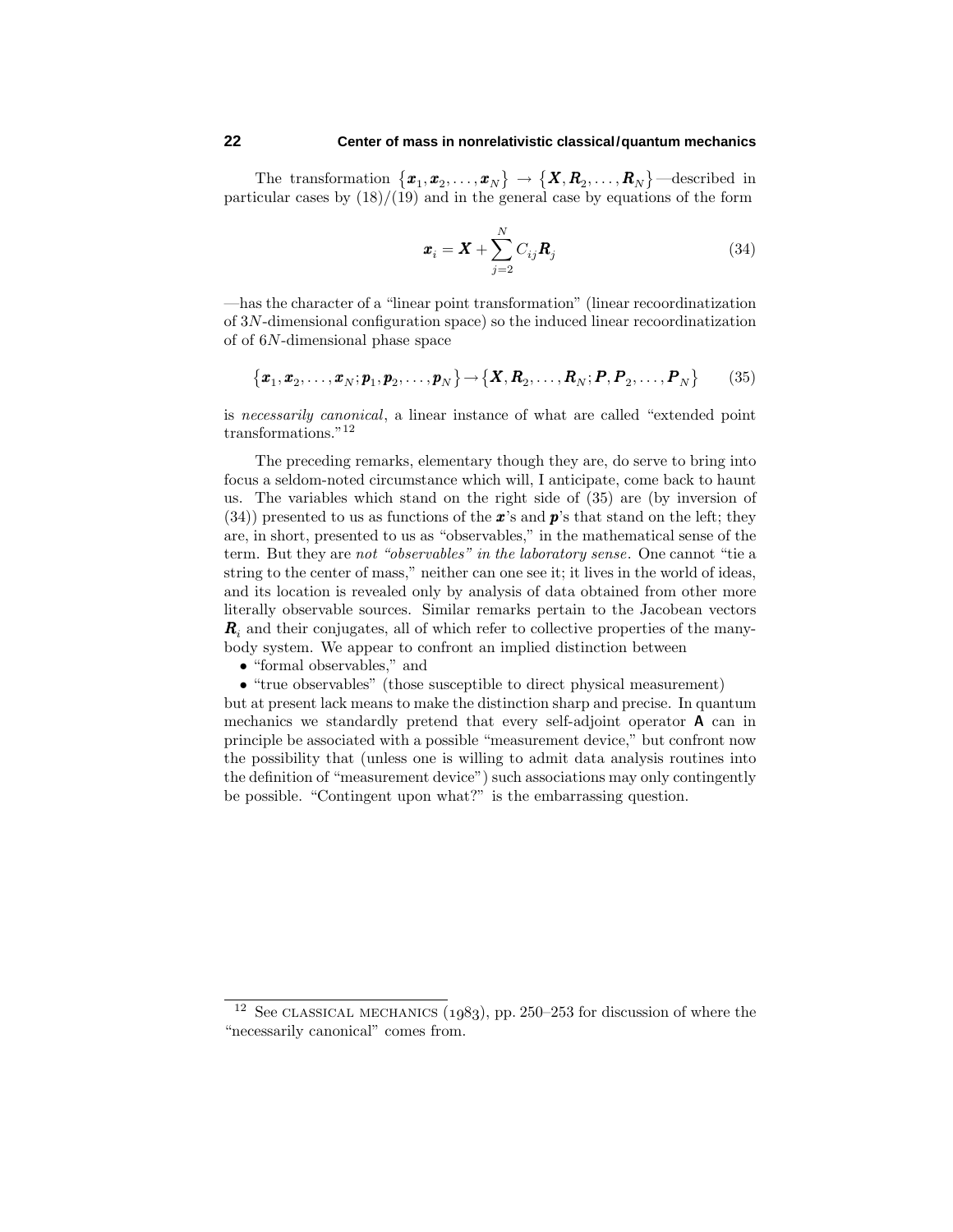The transformation $\{\boldsymbol{x}_1, \boldsymbol{x}_2, \ldots, \boldsymbol{x}_N\} \to \{\boldsymbol{X}, \boldsymbol{R}_2, \ldots, \boldsymbol{R}_N\}$—described in particular cases by (18)/(19) and in the general case by equations of the form

$$\boldsymbol{x}_i = \boldsymbol{X} + \sum_{j=2}^{N} C_{ij}\boldsymbol{R}_j \tag{34}$$

—has the character of a "linear point transformation" (linear recoordinatization of $3N$-dimensional configuration space) so the induced linear recoordinatization of of $6N$-dimensional phase space

$$\{\boldsymbol{x}_1, \boldsymbol{x}_2, \ldots, \boldsymbol{x}_N; \boldsymbol{p}_1, \boldsymbol{p}_2, \ldots, \boldsymbol{p}_N\} \to \{\boldsymbol{X}, \boldsymbol{R}_2, \ldots, \boldsymbol{R}_N; \boldsymbol{P}, \boldsymbol{P}_2, \ldots, \boldsymbol{P}_N\} \tag{35}$$

is *necessarily canonical*, a linear instance of what are called "extended point transformations."[12]

The preceding remarks, elementary though they are, do serve to bring into focus a seldom-noted circumstance which will, I anticipate, come back to haunt us. The variables which stand on the right side of (35) are (by inversion of (34)) presented to us as functions of the $\boldsymbol{x}$'s and $\boldsymbol{p}$'s that stand on the left; they are, in short, presented to us as "observables," in the mathematical sense of the term. But they are *not "observables" in the laboratory sense*. One cannot "tie a string to the center of mass," neither can one see it; it lives in the world of ideas, and its location is revealed only by analysis of data obtained from other more literally observable sources. Similar remarks pertain to the Jacobean vectors $\boldsymbol{R}_i$ and their conjugates, all of which refer to collective properties of the many-body system. We appear to confront an implied distinction between

- "formal observables," and
- "true observables" (those susceptible to direct physical measurement)

but at present lack means to make the distinction sharp and precise. In quantum mechanics we standardly pretend that every self-adjoint operator $\mathbf{A}$ can in principle be associated with a possible "measurement device," but confront now the possibility that (unless one is willing to admit data analysis routines into the definition of "measurement device") such associations may only contingently be possible. "Contingent upon what?" is the embarrassing question.

---

[12] See CLASSICAL MECHANICS (1983), pp. 250–253 for discussion of where the "necessarily canonical" comes from.